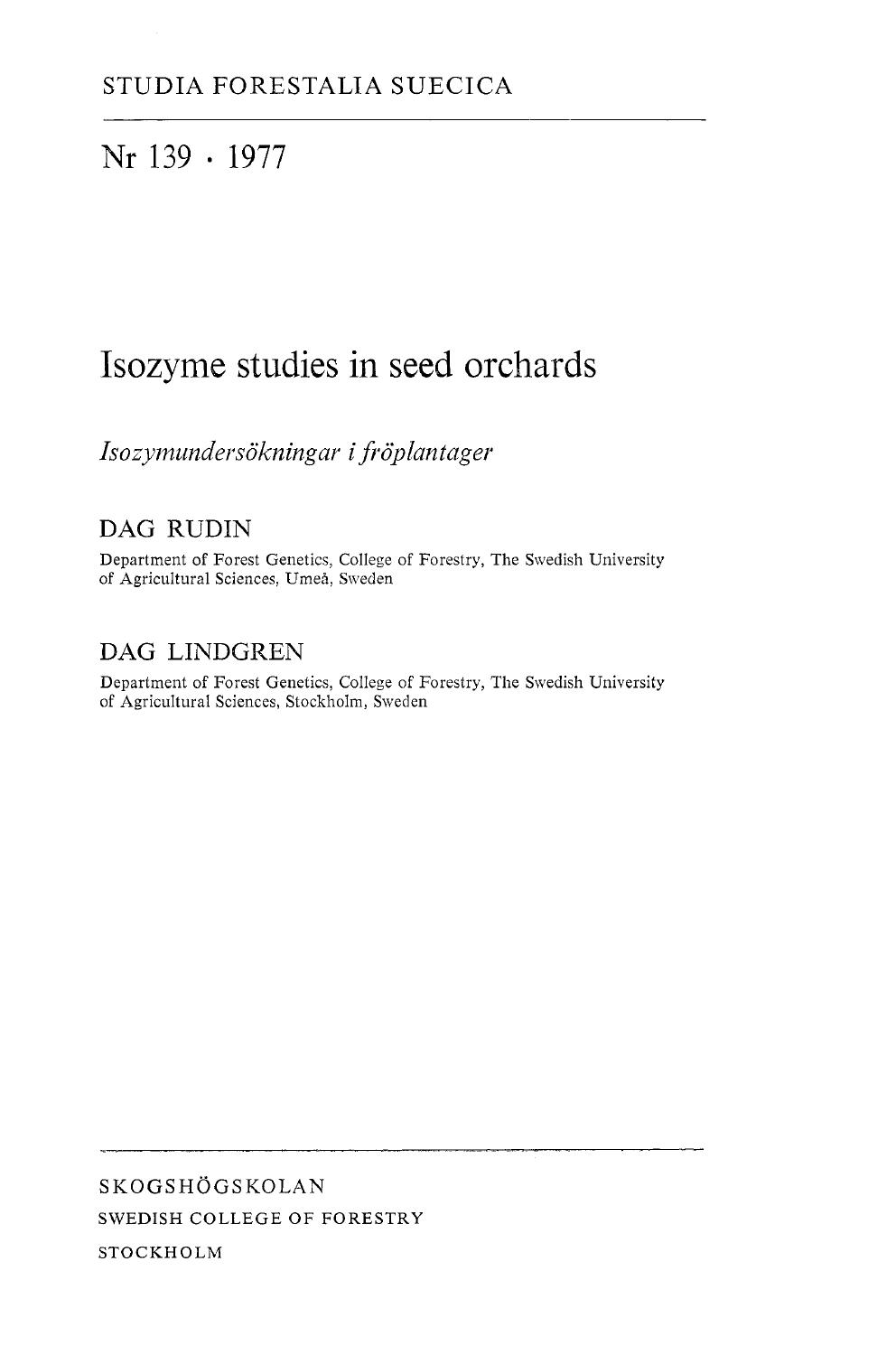STUDIA FORESTALIA SUECICA

Nr 139 · 1977

# Isozyme studies in seed orchards

*Isozymundersökningar i fröplantager*

## DAG RUDIN

Department of Forest Genetics, College of Forestry, The Swedish University of Agricultural Sciences, Umeå, Sweden

## DAG LINDGREN

Department of Forest Genetics, College of Forestry, The Swedish University of Agricultural Sciences, Stockholm, Sweden

SKOGSHÖGSKOLAN

SWEDISH COLLEGE OF FORESTRY

STOCKHOLM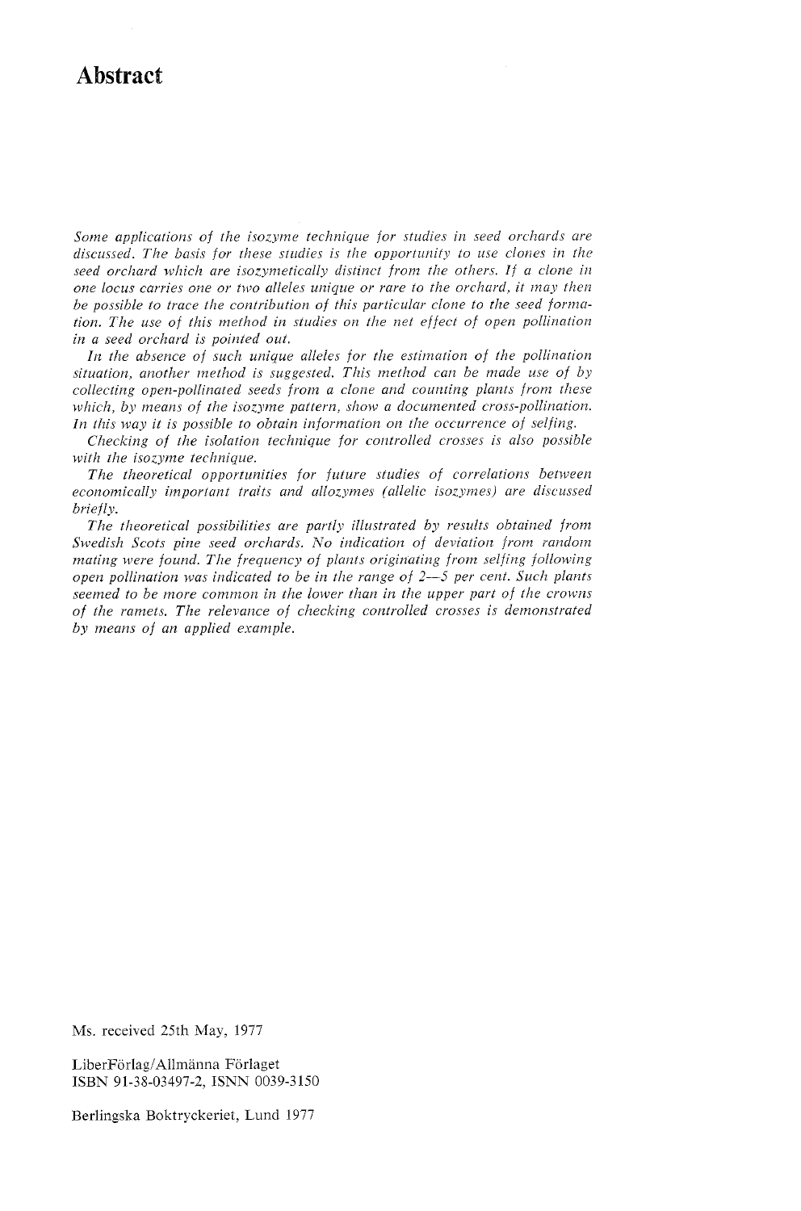# Abstract

*Some applications of the isozyme technique for studies in seed orchards are discussed. The basis for these studies is the opportunity to use clones in the seed orchard which are isozymetically distinct from the others. If a clone in one locus carries one or two alleles unique or rare to the orchard, it may then be possible to trace the contribution of this particular clone to the seed formation. The use of this method in studies on the net effect of open pollination in a seed orchard is pointed out.*

*In the absence of such unique alleles for the estimation of the pollination situation, another method is suggested. This method can be made use of by collecting open-pollinated seeds from a clone and counting plants from these which, by means of the isozyme pattern, show a documented cross-pollination. In this way it is possible to obtain information on the occurrence of selfing.*

*Checking of the isolation technique for controlled crosses is also possible with the isozyme technique.*

*The theoretical opportunities for future studies of correlations between economically important traits and allozymes (allelic isozymes) are discussed briefly.*

*The theoretical possibilities are partly illustrated by results obtained from Swedish Scots pine seed orchards. No indication of deviation from random mating were found. The frequency of plants originating from selfing following open pollination was indicated to be in the range of 2—5 per cent. Such plants seemed to be more common in the lower than in the upper part of the crowns of the ramets. The relevance of checking controlled crosses is demonstrated by means of an applied example.*

Ms. received 25th May, 1977

LiberFörlag/Allmänna Förlaget
ISBN 91-38-03497-2, ISNN 0039-3150

Berlingska Boktryckeriet, Lund 1977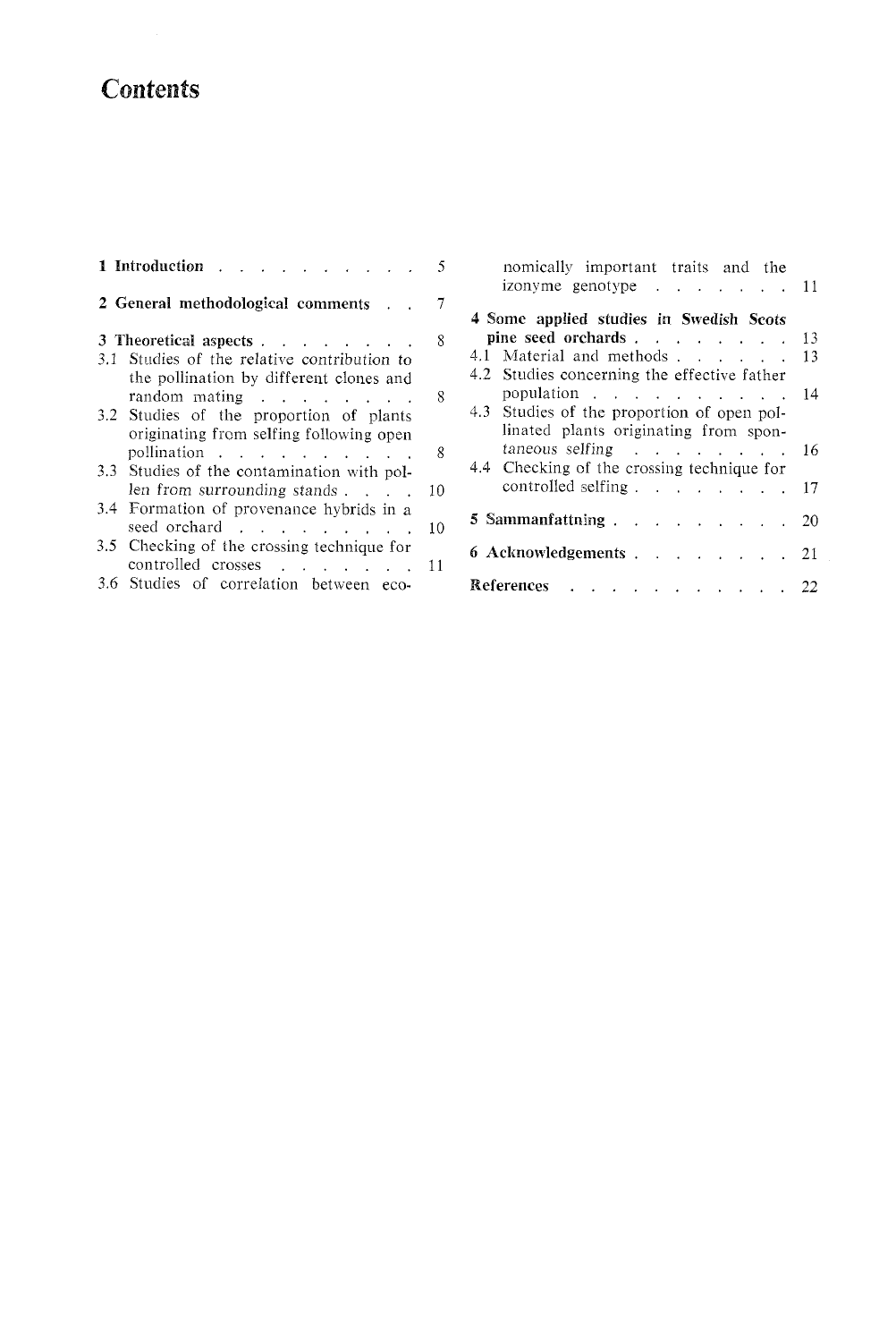# Contents

1 **Introduction** . . . . . . . . . . . 5

2 **General methodological comments** . . 7

3 **Theoretical aspects** . . . . . . . . 8

3.1 Studies of the relative contribution to the pollination by different clones and random mating . . . . . . . . 8

3.2 Studies of the proportion of plants originating from selfing following open pollination . . . . . . . . . . 8

3.3 Studies of the contamination with pollen from surrounding stands . . . . 10

3.4 Formation of provenance hybrids in a seed orchard . . . . . . . . . 10

3.5 Checking of the crossing technique for controlled crosses . . . . . . . 11

3.6 Studies of correlation between economically important traits and the izonyme genotype . . . . . . . 11

4 **Some applied studies in Swedish Scots pine seed orchards** . . . . . . . . 13

4.1 Material and methods . . . . . . 13

4.2 Studies concerning the effective father population . . . . . . . . . . 14

4.3 Studies of the proportion of open pollinated plants originating from spontaneous selfing . . . . . . . . 16

4.4 Checking of the crossing technique for controlled selfing . . . . . . . . 17

5 **Sammanfattning** . . . . . . . . . 20

6 **Acknowledgements** . . . . . . . . 21

**References** . . . . . . . . . . . 22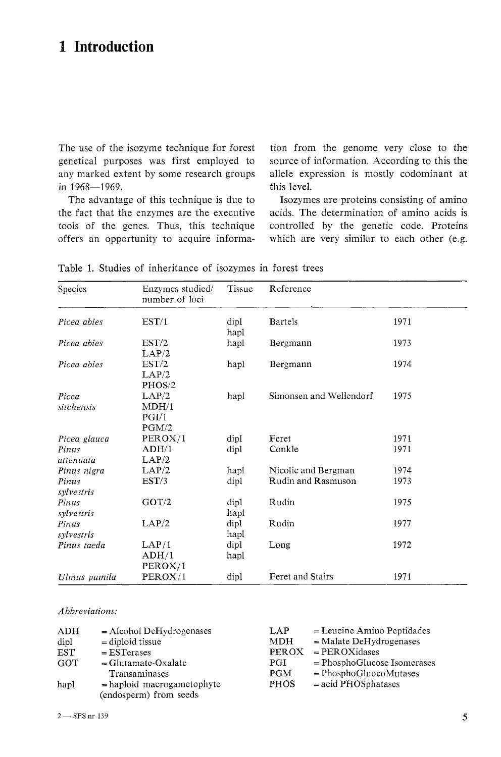# 1 Introduction

The use of the isozyme technique for forest genetical purposes was first employed to any marked extent by some research groups in 1968—1969.

The advantage of this technique is due to the fact that the enzymes are the executive tools of the genes. Thus, this technique offers an opportunity to acquire information from the genome very close to the source of information. According to this the allele expression is mostly codominant at this level.

Isozymes are proteins consisting of amino acids. The determination of amino acids is controlled by the genetic code. Proteins which are very similar to each other (e.g.

Table 1. Studies of inheritance of isozymes in forest trees

| Species | Enzymes studied/ number of loci | Tissue | Reference | |
|---|---|---|---|---|
| *Picea abies* | EST/1 | dipl hapl | Bartels | 1971 |
| *Picea abies* | EST/2 LAP/2 | hapl | Bergmann | 1973 |
| *Picea abies* | EST/2 LAP/2 PHOS/2 | hapl | Bergmann | 1974 |
| *Picea sitchensis* | LAP/2 MDH/1 PGI/1 PGM/2 | hapl | Simonsen and Wellendorf | 1975 |
| *Picea glauca* | PEROX/1 | dipl | Feret | 1971 |
| *Pinus attenuata* | ADH/1 LAP/2 | dipl | Conkle | 1971 |
| *Pinus nigra* | LAP/2 | hapl | Nicolic and Bergman | 1974 |
| *Pinus sylvestris* | EST/3 | dipl | Rudin and Rasmuson | 1973 |
| *Pinus sylvestris* | GOT/2 | dipl hapl | Rudin | 1975 |
| *Pinus sylvestris* | LAP/2 | dipl hapl | Rudin | 1977 |
| *Pinus taeda* | LAP/1 ADH/1 PEROX/1 | dipl hapl | Long | 1972 |
| *Ulmus pumila* | PEROX/1 | dipl | Feret and Stairs | 1971 |

*Abbreviations:*

ADH = Alcohol DeHydrogenases
dipl = diploid tissue
EST = ESTerases
GOT = Glutamate-Oxalate Transaminases
hapl = haploid macrogametophyte (endosperm) from seeds
LAP = Leucine Amino Peptidades
MDH = Malate DeHydrogenases
PEROX = PEROXidases
PGI = PhosphoGlucose Isomerases
PGM = PhosphoGluocoMutases
PHOS = acid PHOSphatases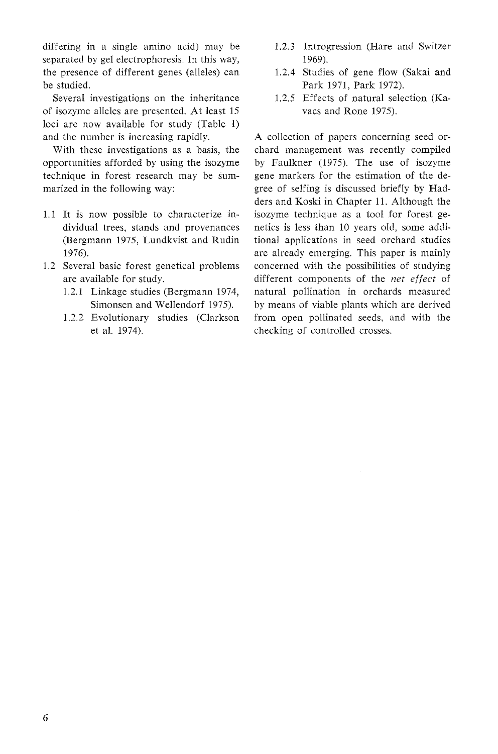differing in a single amino acid) may be separated by gel electrophoresis. In this way, the presence of different genes (alleles) can be studied.

Several investigations on the inheritance of isozyme alleles are presented. At least 15 loci are now available for study (Table 1) and the number is increasing rapidly.

With these investigations as a basis, the opportunities afforded by using the isozyme technique in forest research may be summarized in the following way:

- 1.1 It is now possible to characterize individual trees, stands and provenances (Bergmann 1975, Lundkvist and Rudin 1976).
- 1.2 Several basic forest genetical problems are available for study.
  - 1.2.1 Linkage studies (Bergmann 1974, Simonsen and Wellendorf 1975).
  - 1.2.2 Evolutionary studies (Clarkson et al. 1974).
  - 1.2.3 Introgression (Hare and Switzer 1969).
  - 1.2.4 Studies of gene flow (Sakai and Park 1971, Park 1972).
  - 1.2.5 Effects of natural selection (Kavacs and Rone 1975).

A collection of papers concerning seed orchard management was recently compiled by Faulkner (1975). The use of isozyme gene markers for the estimation of the degree of selfing is discussed briefly by Hadders and Koski in Chapter 11. Although the isozyme technique as a tool for forest genetics is less than 10 years old, some additional applications in seed orchard studies are already emerging. This paper is mainly concerned with the possibilities of studying different components of the *net effect* of natural pollination in orchards measured by means of viable plants which are derived from open pollinated seeds, and with the checking of controlled crosses.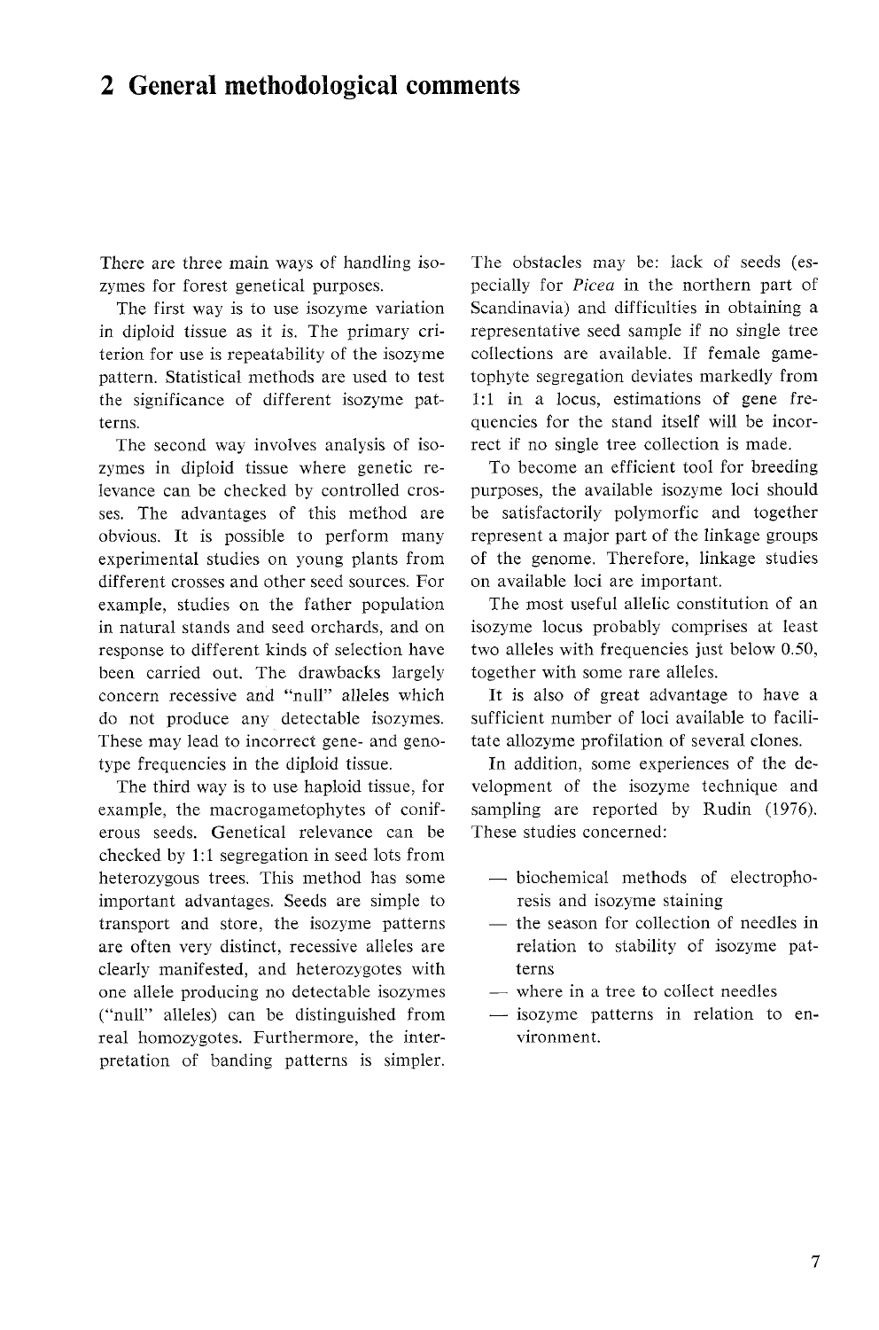## 2 General methodological comments

There are three main ways of handling isozymes for forest genetical purposes.

The first way is to use isozyme variation in diploid tissue as it is. The primary criterion for use is repeatability of the isozyme pattern. Statistical methods are used to test the significance of different isozyme patterns.

The second way involves analysis of isozymes in diploid tissue where genetic relevance can be checked by controlled crosses. The advantages of this method are obvious. It is possible to perform many experimental studies on young plants from different crosses and other seed sources. For example, studies on the father population in natural stands and seed orchards, and on response to different kinds of selection have been carried out. The drawbacks largely concern recessive and "null" alleles which do not produce any detectable isozymes. These may lead to incorrect gene- and genotype frequencies in the diploid tissue.

The third way is to use haploid tissue, for example, the macrogametophytes of coniferous seeds. Genetical relevance can be checked by 1:1 segregation in seed lots from heterozygous trees. This method has some important advantages. Seeds are simple to transport and store, the isozyme patterns are often very distinct, recessive alleles are clearly manifested, and heterozygotes with one allele producing no detectable isozymes ("null" alleles) can be distinguished from real homozygotes. Furthermore, the interpretation of banding patterns is simpler. The obstacles may be: lack of seeds (especially for *Picea* in the northern part of Scandinavia) and difficulties in obtaining a representative seed sample if no single tree collections are available. If female gametophyte segregation deviates markedly from 1:1 in a locus, estimations of gene frequencies for the stand itself will be incorrect if no single tree collection is made.

To become an efficient tool for breeding purposes, the available isozyme loci should be satisfactorily polymorfic and together represent a major part of the linkage groups of the genome. Therefore, linkage studies on available loci are important.

The most useful allelic constitution of an isozyme locus probably comprises at least two alleles with frequencies just below 0.50, together with some rare alleles.

It is also of great advantage to have a sufficient number of loci available to facilitate allozyme profilation of several clones.

In addition, some experiences of the development of the isozyme technique and sampling are reported by Rudin (1976). These studies concerned:

- biochemical methods of electrophoresis and isozyme staining
- the season for collection of needles in relation to stability of isozyme patterns
- where in a tree to collect needles
- isozyme patterns in relation to environment.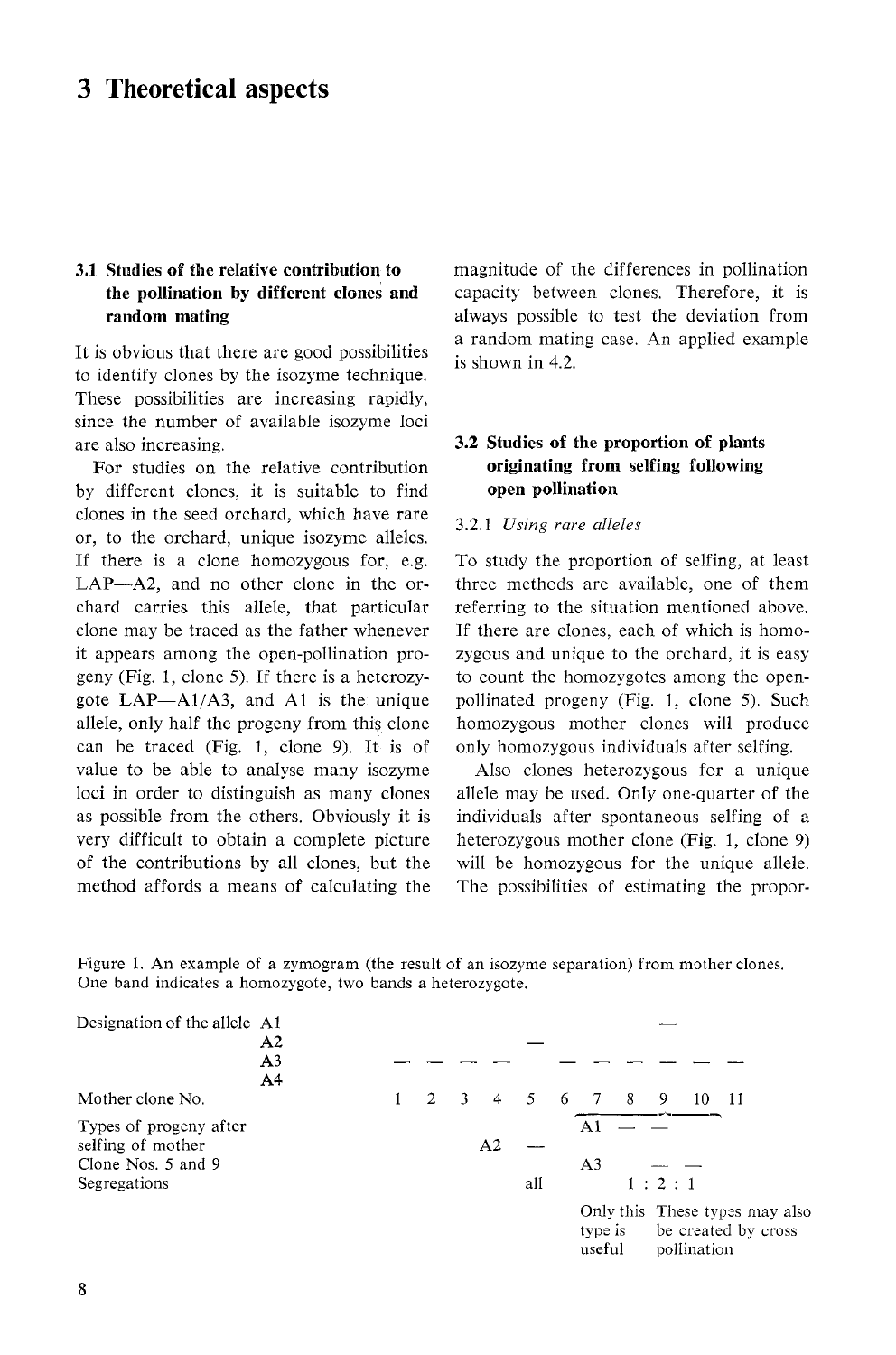# 3 Theoretical aspects

## 3.1 Studies of the relative contribution to the pollination by different clones and random mating

It is obvious that there are good possibilities to identify clones by the isozyme technique. These possibilities are increasing rapidly, since the number of available isozyme loci are also increasing.

For studies on the relative contribution by different clones, it is suitable to find clones in the seed orchard, which have rare or, to the orchard, unique isozyme alleles. If there is a clone homozygous for, e.g. LAP—A2, and no other clone in the orchard carries this allele, that particular clone may be traced as the father whenever it appears among the open-pollination progeny (Fig. 1, clone 5). If there is a heterozygote LAP—A1/A3, and A1 is the unique allele, only half the progeny from this clone can be traced (Fig. 1, clone 9). It is of value to be able to analyse many isozyme loci in order to distinguish as many clones as possible from the others. Obviously it is very difficult to obtain a complete picture of the contributions by all clones, but the method affords a means of calculating the magnitude of the differences in pollination capacity between clones. Therefore, it is always possible to test the deviation from a random mating case. An applied example is shown in 4.2.

## 3.2 Studies of the proportion of plants originating from selfing following open pollination

### 3.2.1 *Using rare alleles*

To study the proportion of selfing, at least three methods are available, one of them referring to the situation mentioned above. If there are clones, each of which is homozygous and unique to the orchard, it is easy to count the homozygotes among the open-pollinated progeny (Fig. 1, clone 5). Such homozygous mother clones will produce only homozygous individuals after selfing.

Also clones heterozygous for a unique allele may be used. Only one-quarter of the individuals after spontaneous selfing of a heterozygous mother clone (Fig. 1, clone 9) will be homozygous for the unique allele. The possibilities of estimating the propor-

Figure 1. An example of a zymogram (the result of an isozyme separation) from mother clones. One band indicates a homozygote, two bands a heterozygote.

| Designation of the allele | 1 | 2 | 3 | 4 | 5 | 6 | 7 | 8 | 9 | 10 | 11 |
|---|---|---|---|---|---|---|---|---|---|---|---|
| A1 | | | | | | | | | — | | |
| A2 | | | | | — | | | | | | |
| A3 | — | — | — | — | | — | — | — | — | — | — |
| A4 | | | | | | | | | | | |

Mother clone No. 1 2 3 4 5 6 7 8 9 10 11

| Types of progeny after selfing of mother Clone Nos. 5 and 9 | | | | |
|---|---|---|---|---|
| A1 | | — | — | |
| A2 | — | | | |
| A3 | | | — | — |
| Segregations | all | 1 | 2 | 1 |
| | | Only this type is useful | These types may also be created by cross pollination | |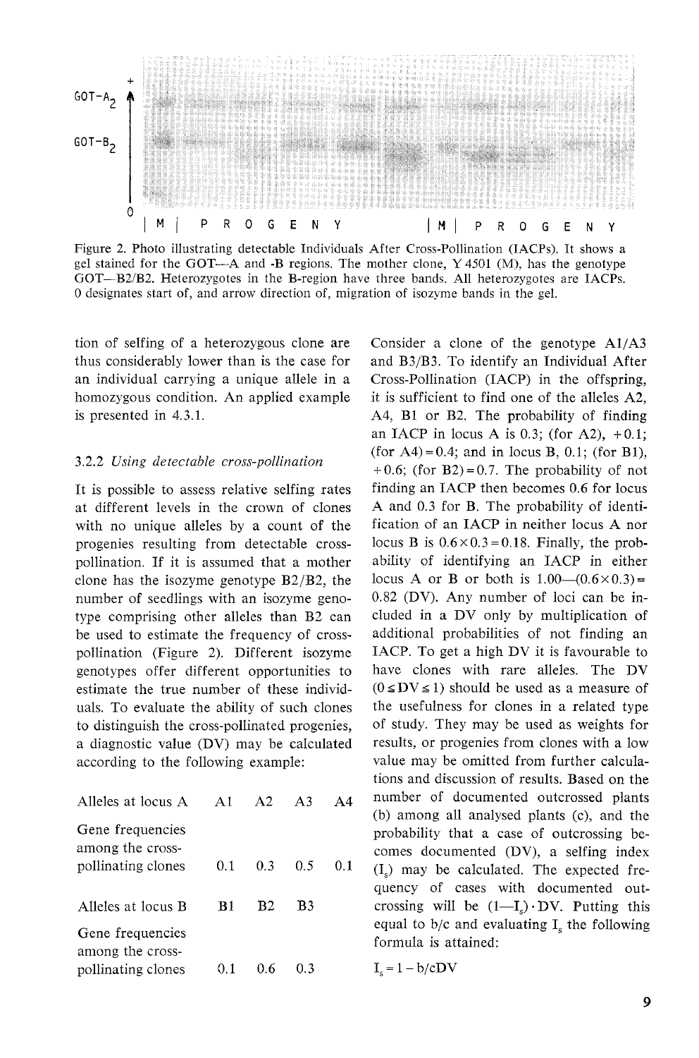Figure 2. Photo illustrating detectable Individuals After Cross-Pollination (IACPs). It shows a gel stained for the GOT—A and -B regions. The mother clone, Y 4501 (M), has the genotype GOT—B2/B2. Heterozygotes in the B-region have three bands. All heterozygotes are IACPs. 0 designates start of, and arrow direction of, migration of isozyme bands in the gel.

tion of selfing of a heterozygous clone are thus considerably lower than is the case for an individual carrying a unique allele in a homozygous condition. An applied example is presented in 4.3.1.

### 3.2.2 *Using detectable cross-pollination*

It is possible to assess relative selfing rates at different levels in the crown of clones with no unique alleles by a count of the progenies resulting from detectable cross-pollination. If it is assumed that a mother clone has the isozyme genotype B2/B2, the number of seedlings with an isozyme genotype comprising other alleles than B2 can be used to estimate the frequency of cross-pollination (Figure 2). Different isozyme genotypes offer different opportunities to estimate the true number of these individuals. To evaluate the ability of such clones to distinguish the cross-pollinated progenies, a diagnostic value (DV) may be calculated according to the following example:

| Alleles at locus A | A1 | A2 | A3 | A4 |
|---|---|---|---|---|
| Gene frequencies among the cross-pollinating clones | 0.1 | 0.3 | 0.5 | 0.1 |

| Alleles at locus B | B1 | B2 | B3 |
|---|---|---|---|
| Gene frequencies among the cross-pollinating clones | 0.1 | 0.6 | 0.3 |

Consider a clone of the genotype A1/A3 and B3/B3. To identify an Individual After Cross-Pollination (IACP) in the offspring, it is sufficient to find one of the alleles A2, A4, B1 or B2. The probability of finding an IACP in locus A is 0.3; (for A2), +0.1; (for A4) = 0.4; and in locus B, 0.1; (for B1), +0.6; (for B2) = 0.7. The probability of not finding an IACP then becomes 0.6 for locus A and 0.3 for B. The probability of identification of an IACP in neither locus A nor locus B is $0.6 \times 0.3 = 0.18$. Finally, the probability of identifying an IACP in either locus A or B or both is $1.00 - (0.6 \times 0.3) = 0.82$ (DV). Any number of loci can be included in a DV only by multiplication of additional probabilities of not finding an IACP. To get a high DV it is favourable to have clones with rare alleles. The DV ($0 \leq DV \leq 1$) should be used as a measure of the usefulness for clones in a related type of study. They may be used as weights for results, or progenies from clones with a low value may be omitted from further calculations and discussion of results. Based on the number of documented outcrossed plants (b) among all analysed plants (c), and the probability that a case of outcrossing becomes documented (DV), a selfing index ($I_s$) may be calculated. The expected frequency of cases with documented outcrossing will be $(1 - I_s) \cdot DV$. Putting this equal to b/c and evaluating $I_s$ the following formula is attained:

$$I_s = 1 - b/cDV$$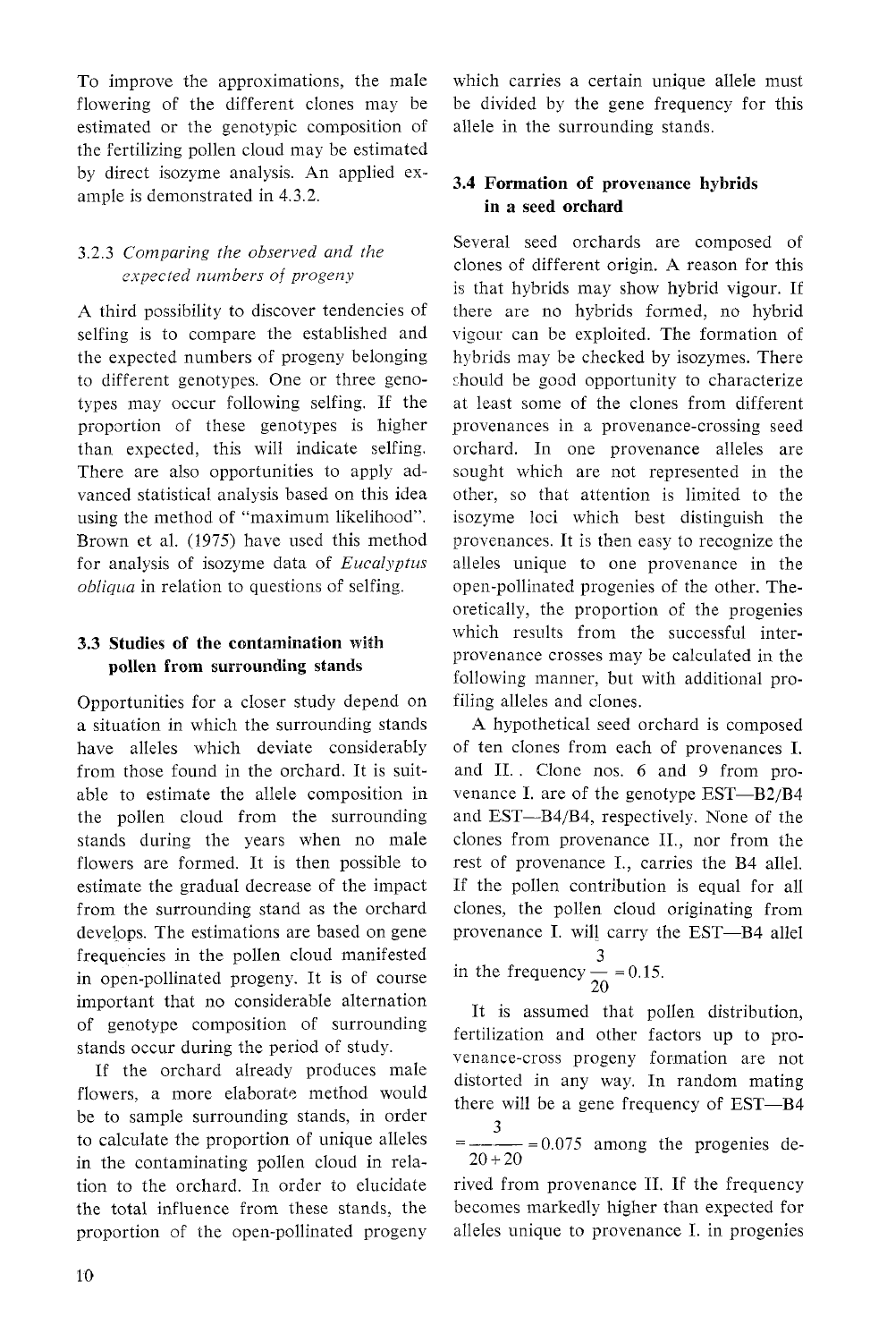To improve the approximations, the male flowering of the different clones may be estimated or the genotypic composition of the fertilizing pollen cloud may be estimated by direct isozyme analysis. An applied example is demonstrated in 4.3.2.

### 3.2.3 *Comparing the observed and the expected numbers of progeny*

A third possibility to discover tendencies of selfing is to compare the established and the expected numbers of progeny belonging to different genotypes. One or three genotypes may occur following selfing. If the proportion of these genotypes is higher than expected, this will indicate selfing. There are also opportunities to apply advanced statistical analysis based on this idea using the method of "maximum likelihood". Brown et al. (1975) have used this method for analysis of isozyme data of *Eucalyptus obliqua* in relation to questions of selfing.

## 3.3 Studies of the contamination with pollen from surrounding stands

Opportunities for a closer study depend on a situation in which the surrounding stands have alleles which deviate considerably from those found in the orchard. It is suitable to estimate the allele composition in the pollen cloud from the surrounding stands during the years when no male flowers are formed. It is then possible to estimate the gradual decrease of the impact from the surrounding stand as the orchard develops. The estimations are based on gene frequencies in the pollen cloud manifested in open-pollinated progeny. It is of course important that no considerable alternation of genotype composition of surrounding stands occur during the period of study.

If the orchard already produces male flowers, a more elaborate method would be to sample surrounding stands, in order to calculate the proportion of unique alleles in the contaminating pollen cloud in relation to the orchard. In order to elucidate the total influence from these stands, the proportion of the open-pollinated progeny which carries a certain unique allele must be divided by the gene frequency for this allele in the surrounding stands.

## 3.4 Formation of provenance hybrids in a seed orchard

Several seed orchards are composed of clones of different origin. A reason for this is that hybrids may show hybrid vigour. If there are no hybrids formed, no hybrid vigour can be exploited. The formation of hybrids may be checked by isozymes. There should be good opportunity to characterize at least some of the clones from different provenances in a provenance-crossing seed orchard. In one provenance alleles are sought which are not represented in the other, so that attention is limited to the isozyme loci which best distinguish the provenances. It is then easy to recognize the alleles unique to one provenance in the open-pollinated progenies of the other. Theoretically, the proportion of the progenies which results from the successful inter-provenance crosses may be calculated in the following manner, but with additional profiling alleles and clones.

A hypothetical seed orchard is composed of ten clones from each of provenances I. and II. . Clone nos. 6 and 9 from provenance I. are of the genotype EST—B2/B4 and EST—B4/B4, respectively. None of the clones from provenance II., nor from the rest of provenance I., carries the B4 allel. If the pollen contribution is equal for all clones, the pollen cloud originating from provenance I. will carry the EST—B4 allel in the frequency $\frac{3}{20} = 0.15$.

It is assumed that pollen distribution, fertilization and other factors up to provenance-cross progeny formation are not distorted in any way. In random mating there will be a gene frequency of EST—B4 $= \frac{3}{20+20} = 0.075$ among the progenies derived from provenance II. If the frequency becomes markedly higher than expected for alleles unique to provenance I. in progenies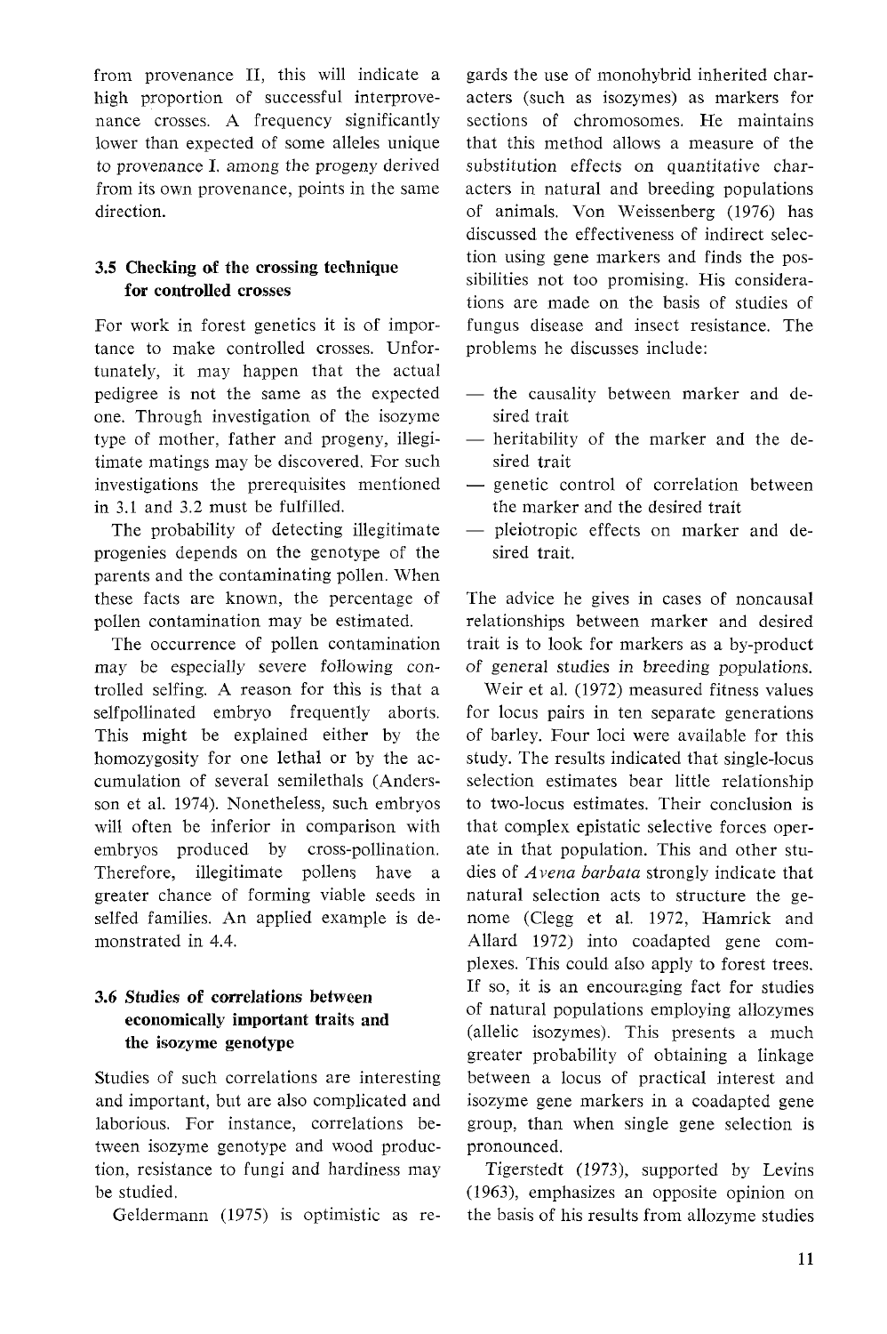from provenance II, this will indicate a high proportion of successful interprovenance crosses. A frequency significantly lower than expected of some alleles unique to provenance I. among the progeny derived from its own provenance, points in the same direction.

### 3.5 Checking of the crossing technique for controlled crosses

For work in forest genetics it is of importance to make controlled crosses. Unfortunately, it may happen that the actual pedigree is not the same as the expected one. Through investigation of the isozyme type of mother, father and progeny, illegitimate matings may be discovered. For such investigations the prerequisites mentioned in 3.1 and 3.2 must be fulfilled.

The probability of detecting illegitimate progenies depends on the genotype of the parents and the contaminating pollen. When these facts are known, the percentage of pollen contamination may be estimated.

The occurrence of pollen contamination may be especially severe following controlled selfing. A reason for this is that a selfpollinated embryo frequently aborts. This might be explained either by the homozygosity for one lethal or by the accumulation of several semilethals (Andersson et al. 1974). Nonetheless, such embryos will often be inferior in comparison with embryos produced by cross-pollination. Therefore, illegitimate pollens have a greater chance of forming viable seeds in selfed families. An applied example is demonstrated in 4.4.

### 3.6 Studies of correlations between economically important traits and the isozyme genotype

Studies of such correlations are interesting and important, but are also complicated and laborious. For instance, correlations between isozyme genotype and wood production, resistance to fungi and hardiness may be studied.

Geldermann (1975) is optimistic as regards the use of monohybrid inherited characters (such as isozymes) as markers for sections of chromosomes. He maintains that this method allows a measure of the substitution effects on quantitative characters in natural and breeding populations of animals. Von Weissenberg (1976) has discussed the effectiveness of indirect selection using gene markers and finds the possibilities not too promising. His considerations are made on the basis of studies of fungus disease and insect resistance. The problems he discusses include:

- the causality between marker and desired trait
- heritability of the marker and the desired trait
- genetic control of correlation between the marker and the desired trait
- pleiotropic effects on marker and desired trait.

The advice he gives in cases of noncausal relationships between marker and desired trait is to look for markers as a by-product of general studies in breeding populations.

Weir et al. (1972) measured fitness values for locus pairs in ten separate generations of barley. Four loci were available for this study. The results indicated that single-locus selection estimates bear little relationship to two-locus estimates. Their conclusion is that complex epistatic selective forces operate in that population. This and other studies of *Avena barbata* strongly indicate that natural selection acts to structure the genome (Clegg et al. 1972, Hamrick and Allard 1972) into coadapted gene complexes. This could also apply to forest trees. If so, it is an encouraging fact for studies of natural populations employing allozymes (allelic isozymes). This presents a much greater probability of obtaining a linkage between a locus of practical interest and isozyme gene markers in a coadapted gene group, than when single gene selection is pronounced.

Tigerstedt (1973), supported by Levins (1963), emphasizes an opposite opinion on the basis of his results from allozyme studies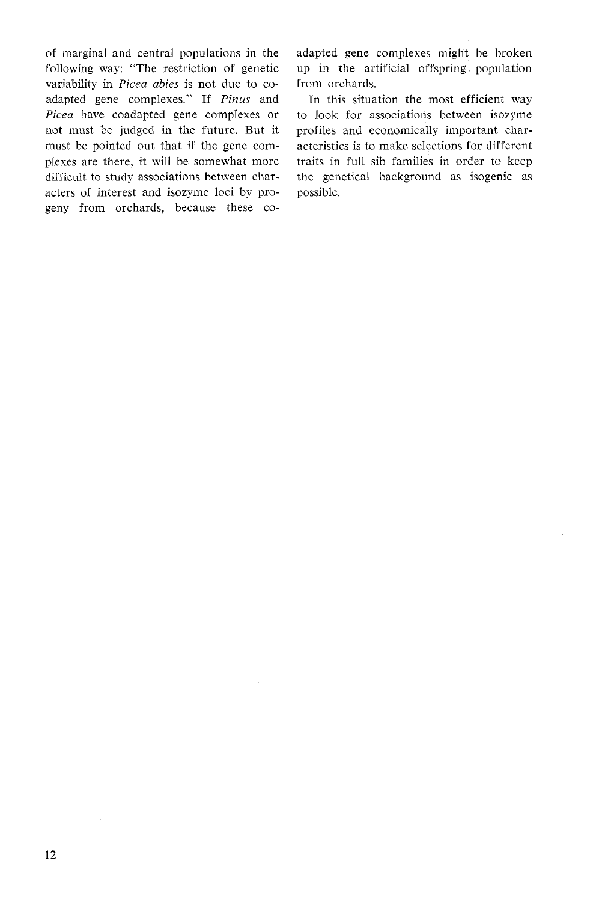of marginal and central populations in the following way: "The restriction of genetic variability in *Picea abies* is not due to coadapted gene complexes." If *Pinus* and *Picea* have coadapted gene complexes or not must be judged in the future. But it must be pointed out that if the gene complexes are there, it will be somewhat more difficult to study associations between characters of interest and isozyme loci by progeny from orchards, because these coadapted gene complexes might be broken up in the artificial offspring population from orchards.

In this situation the most efficient way to look for associations between isozyme profiles and economically important characteristics is to make selections for different traits in full sib families in order to keep the genetical background as isogenic as possible.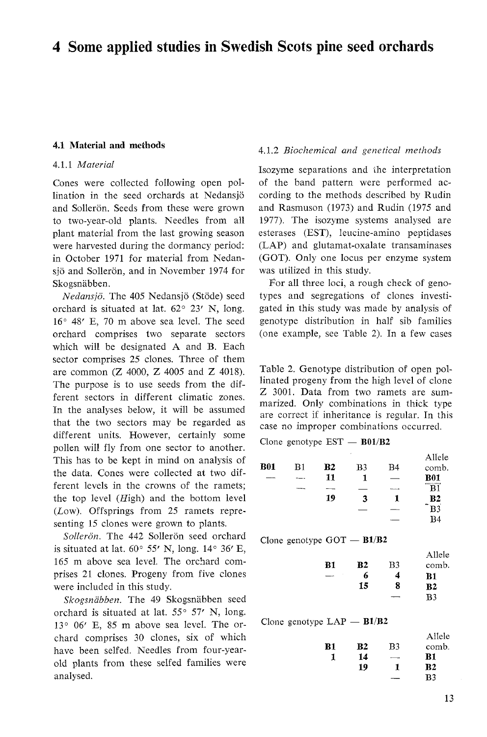# 4 Some applied studies in Swedish Scots pine seed orchards

## 4.1 Material and methods

### 4.1.1 *Material*

Cones were collected following open pollination in the seed orchards at Nedansjö and Sollerön. Seeds from these were grown to two-year-old plants. Needles from all plant material from the last growing season were harvested during the dormancy period: in October 1971 for material from Nedansjö and Sollerön, and in November 1974 for Skogsnäbben.

*Nedansjö.* The 405 Nedansjö (Stöde) seed orchard is situated at lat. 62° 23′ N, long. 16° 48′ E, 70 m above sea level. The seed orchard comprises two separate sectors which will be designated A and B. Each sector comprises 25 clones. Three of them are common (Z 4000, Z 4005 and Z 4018). The purpose is to use seeds from the different sectors in different climatic zones. In the analyses below, it will be assumed that the two sectors may be regarded as different units. However, certainly some pollen will fly from one sector to another. This has to be kept in mind on analysis of the data. Cones were collected at two different levels in the crowns of the ramets; the top level (*H*igh) and the bottom level (*L*ow). Offsprings from 25 ramets representing 15 clones were grown to plants.

*Sollerön.* The 442 Sollerön seed orchard is situated at lat. 60° 55′ N, long. 14° 36′ E, 165 m above sea level. The orchard comprises 21 clones. Progeny from five clones were included in this study.

*Skogsnäbben.* The 49 Skogsnäbben seed orchard is situated at lat. 55° 57′ N, long. 13° 06′ E, 85 m above sea level. The orchard comprises 30 clones, six of which have been selfed. Needles from four-year-old plants from these selfed families were analysed.

### 4.1.2 *Biochemical and genetical methods*

Isozyme separations and the interpretation of the band pattern were performed according to the methods described by Rudin and Rasmuson (1973) and Rudin (1975 and 1977). The isozyme systems analysed are esterases (EST), leucine-amino peptidases (LAP) and glutamat-oxalate transaminases (GOT). Only one locus per enzyme system was utilized in this study.

For all three loci, a rough check of genotypes and segregations of clones investigated in this study was made by analysis of genotype distribution in half sib families (one example, see Table 2). In a few cases

Table 2. Genotype distribution of open pollinated progeny from the high level of clone Z 3001. Data from two ramets are summarized. Only combinations in thick type are correct if inheritance is regular. In this case no improper combinations occurred.

Clone genotype EST — **B01/B2**

| **B01** | B1 | **B2** | B3 | B4 | Allele comb. |
|---|---|---|---|---|---|
| — | — | **11** | **1** | — | **B01** |
| | — | — | — | — | B1 |
| | | **19** | **3** | **1** | **B2** |
| | | | — | — | B3 |
| | | | | — | B4 |

Clone genotype GOT — **B1/B2**

| **B1** | **B2** | B3 | Allele comb. |
|---|---|---|---|
| — | **6** | **4** | **B1** |
| | **15** | **8** | **B2** |
| | | — | B3 |

Clone genotype LAP — **B1/B2**

| **B1** | **B2** | B3 | Allele comb. |
|---|---|---|---|
| **1** | **14** | — | **B1** |
| | **19** | **1** | **B2** |
| | | — | B3 |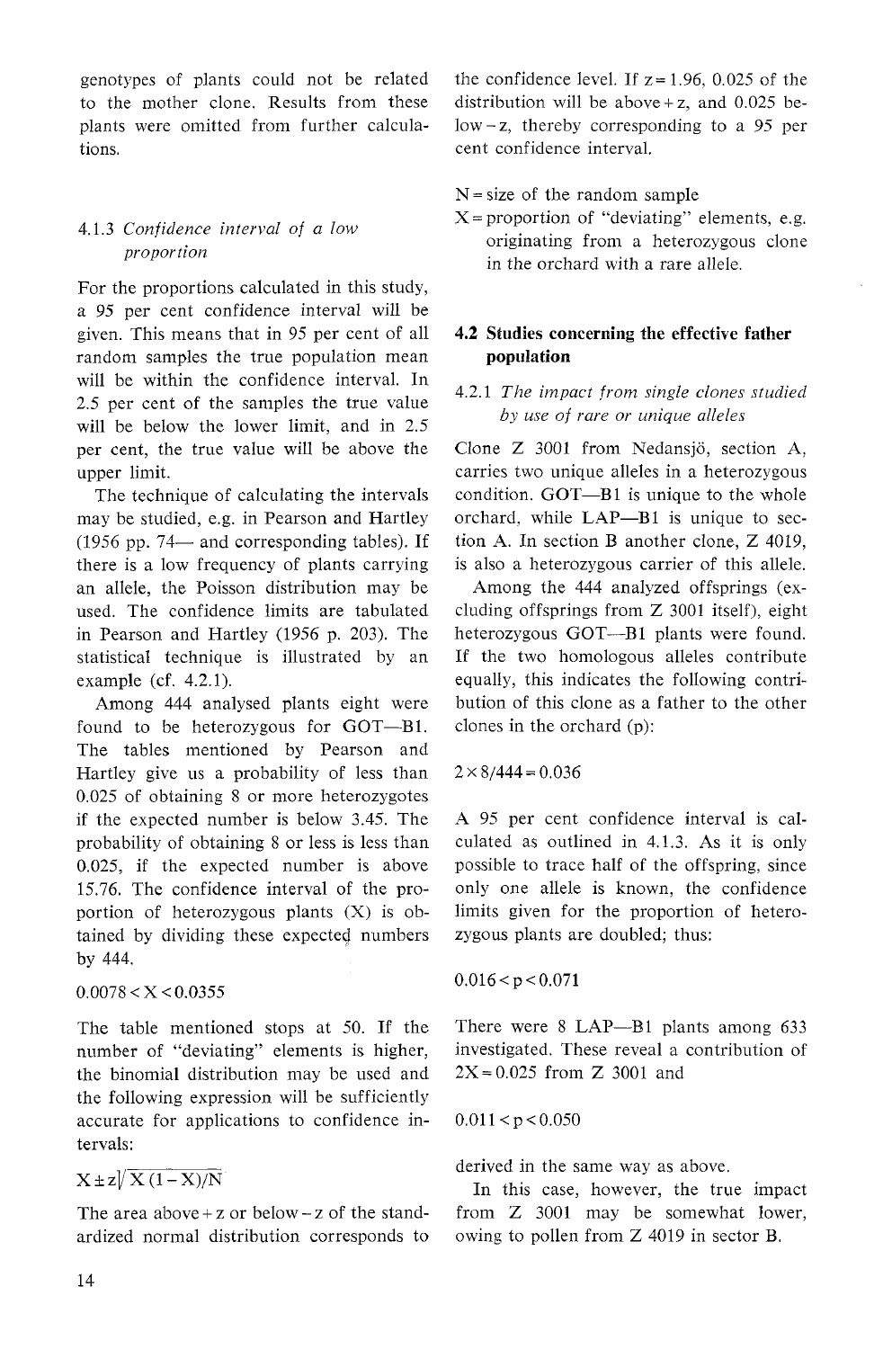genotypes of plants could not be related to the mother clone. Results from these plants were omitted from further calculations.

### 4.1.3 *Confidence interval of a low proportion*

For the proportions calculated in this study, a 95 per cent confidence interval will be given. This means that in 95 per cent of all random samples the true population mean will be within the confidence interval. In 2.5 per cent of the samples the true value will be below the lower limit, and in 2.5 per cent, the true value will be above the upper limit.

The technique of calculating the intervals may be studied, e.g. in Pearson and Hartley (1956 pp. 74— and corresponding tables). If there is a low frequency of plants carrying an allele, the Poisson distribution may be used. The confidence limits are tabulated in Pearson and Hartley (1956 p. 203). The statistical technique is illustrated by an example (cf. 4.2.1).

Among 444 analysed plants eight were found to be heterozygous for GOT—B1. The tables mentioned by Pearson and Hartley give us a probability of less than 0.025 of obtaining 8 or more heterozygotes if the expected number is below 3.45. The probability of obtaining 8 or less is less than 0.025, if the expected number is above 15.76. The confidence interval of the proportion of heterozygous plants (X) is obtained by dividing these expected numbers by 444.

$$0.0078 < X < 0.0355$$

The table mentioned stops at 50. If the number of "deviating" elements is higher, the binomial distribution may be used and the following expression will be sufficiently accurate for applications to confidence intervals:

$$X \pm z\sqrt{X(1-X)/N}$$

The area above $+z$ or below $-z$ of the standardized normal distribution corresponds to the confidence level. If $z = 1.96$, 0.025 of the distribution will be above $+z$, and 0.025 below $-z$, thereby corresponding to a 95 per cent confidence interval.

N = size of the random sample
X = proportion of "deviating" elements, e.g. originating from a heterozygous clone in the orchard with a rare allele.

## 4.2 Studies concerning the effective father population

### 4.2.1 *The impact from single clones studied by use of rare or unique alleles*

Clone Z 3001 from Nedansjö, section A, carries two unique alleles in a heterozygous condition. GOT—B1 is unique to the whole orchard, while LAP—B1 is unique to section A. In section B another clone, Z 4019, is also a heterozygous carrier of this allele.

Among the 444 analyzed offsprings (excluding offsprings from Z 3001 itself), eight heterozygous GOT—B1 plants were found. If the two homologous alleles contribute equally, this indicates the following contribution of this clone as a father to the other clones in the orchard (p):

$$2 \times 8/444 = 0.036$$

A 95 per cent confidence interval is calculated as outlined in 4.1.3. As it is only possible to trace half of the offspring, since only one allele is known, the confidence limits given for the proportion of heterozygous plants are doubled; thus:

$$0.016 < p < 0.071$$

There were 8 LAP—B1 plants among 633 investigated. These reveal a contribution of $2X = 0.025$ from Z 3001 and

$$0.011 < p < 0.050$$

derived in the same way as above.

In this case, however, the true impact from Z 3001 may be somewhat lower, owing to pollen from Z 4019 in sector B.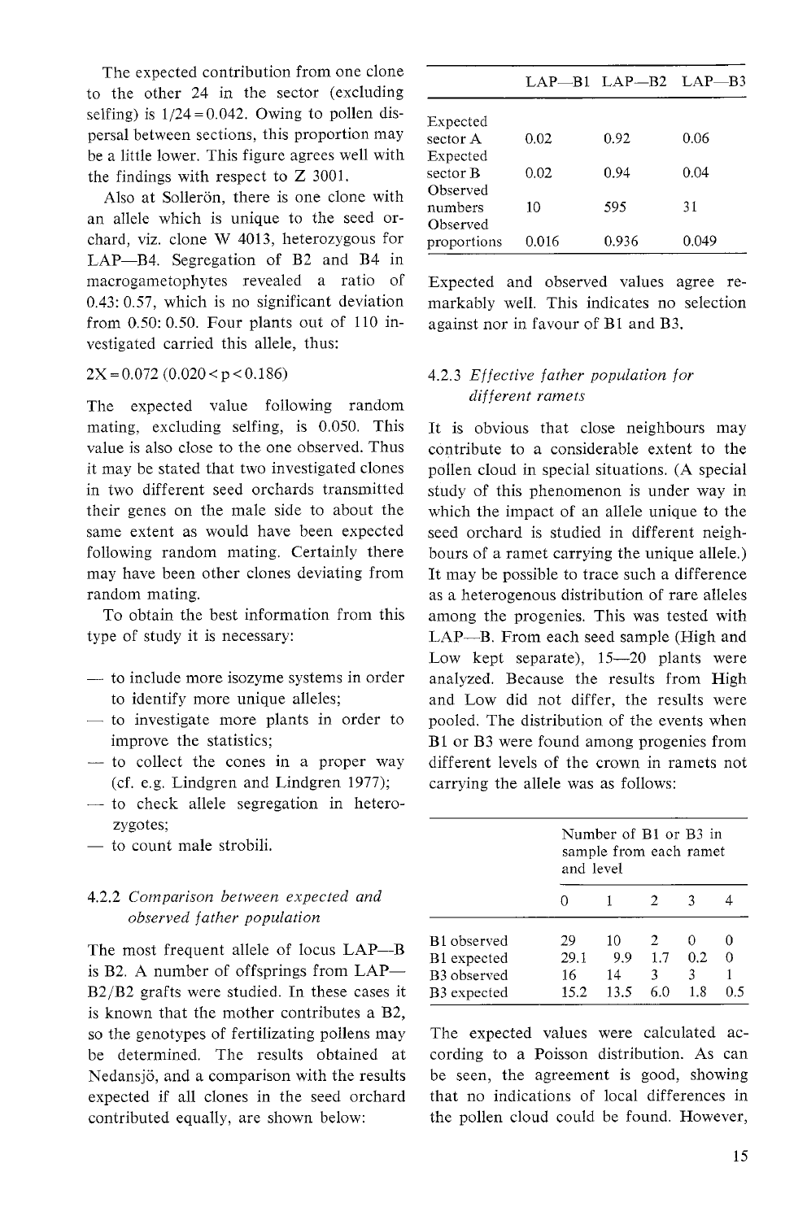The expected contribution from one clone to the other 24 in the sector (excluding selfing) is $1/24 = 0.042$. Owing to pollen dispersal between sections, this proportion may be a little lower. This figure agrees well with the findings with respect to Z 3001.

Also at Sollerön, there is one clone with an allele which is unique to the seed orchard, viz. clone W 4013, heterozygous for LAP—B4. Segregation of B2 and B4 in macrogametophytes revealed a ratio of 0.43: 0.57, which is no significant deviation from 0.50: 0.50. Four plants out of 110 investigated carried this allele, thus:

$$2X = 0.072 \ (0.020 < p < 0.186)$$

The expected value following random mating, excluding selfing, is 0.050. This value is also close to the one observed. Thus it may be stated that two investigated clones in two different seed orchards transmitted their genes on the male side to about the same extent as would have been expected following random mating. Certainly there may have been other clones deviating from random mating.

To obtain the best information from this type of study it is necessary:

- to include more isozyme systems in order to identify more unique alleles;
- to investigate more plants in order to improve the statistics;
- to collect the cones in a proper way (cf. e.g. Lindgren and Lindgren 1977);
- to check allele segregation in heterozygotes;
- to count male strobili.

### 4.2.2 *Comparison between expected and observed father population*

The most frequent allele of locus LAP—B is B2. A number of offsprings from LAP—B2/B2 grafts were studied. In these cases it is known that the mother contributes a B2, so the genotypes of fertilizating pollens may be determined. The results obtained at Nedansjö, and a comparison with the results expected if all clones in the seed orchard contributed equally, are shown below:

| | LAP—B1 | LAP—B2 | LAP—B3 |
|---|---|---|---|
| Expected sector A | 0.02 | 0.92 | 0.06 |
| Expected sector B | 0.02 | 0.94 | 0.04 |
| Observed numbers | 10 | 595 | 31 |
| Observed proportions | 0.016 | 0.936 | 0.049 |

Expected and observed values agree remarkably well. This indicates no selection against nor in favour of B1 and B3.

### 4.2.3 *Effective father population for different ramets*

It is obvious that close neighbours may contribute to a considerable extent to the pollen cloud in special situations. (A special study of this phenomenon is under way in which the impact of an allele unique to the seed orchard is studied in different neighbours of a ramet carrying the unique allele.) It may be possible to trace such a difference as a heterogenous distribution of rare alleles among the progenies. This was tested with LAP—B. From each seed sample (High and Low kept separate), 15—20 plants were analyzed. Because the results from High and Low did not differ, the results were pooled. The distribution of the events when B1 or B3 were found among progenies from different levels of the crown in ramets not carrying the allele was as follows:

| | Number of B1 or B3 in sample from each ramet and level | | | | |
|---|---|---|---|---|---|
| | 0 | 1 | 2 | 3 | 4 |
| B1 observed | 29 | 10 | 2 | 0 | 0 |
| B1 expected | 29.1 | 9.9 | 1.7 | 0.2 | 0 |
| B3 observed | 16 | 14 | 3 | 3 | 1 |
| B3 expected | 15.2 | 13.5 | 6.0 | 1.8 | 0.5 |

The expected values were calculated according to a Poisson distribution. As can be seen, the agreement is good, showing that no indications of local differences in the pollen cloud could be found. However,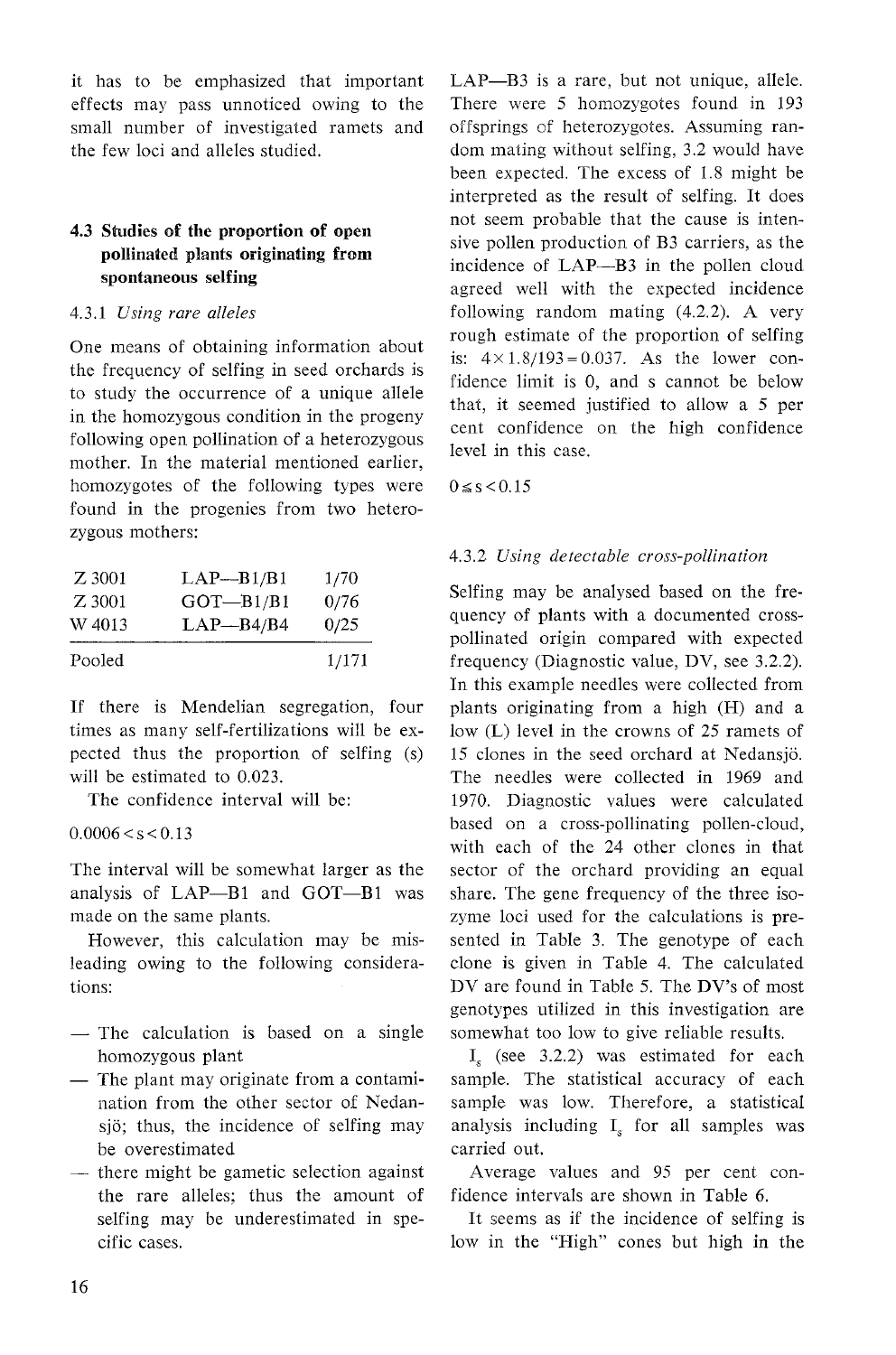it has to be emphasized that important effects may pass unnoticed owing to the small number of investigated ramets and the few loci and alleles studied.

### 4.3 Studies of the proportion of open pollinated plants originating from spontaneous selfing

#### 4.3.1 *Using rare alleles*

One means of obtaining information about the frequency of selfing in seed orchards is to study the occurrence of a unique allele in the homozygous condition in the progeny following open pollination of a heterozygous mother. In the material mentioned earlier, homozygotes of the following types were found in the progenies from two heterozygous mothers:

| | | |
|---|---|---|
| Z 3001 | LAP—B1/B1 | 1/70 |
| Z 3001 | GOT—B1/B1 | 0/76 |
| W 4013 | LAP—B4/B4 | 0/25 |
| Pooled | | 1/171 |

If there is Mendelian segregation, four times as many self-fertilizations will be expected thus the proportion of selfing (s) will be estimated to 0.023.

The confidence interval will be:

$0.0006 < s < 0.13$

The interval will be somewhat larger as the analysis of LAP—B1 and GOT—B1 was made on the same plants.

However, this calculation may be misleading owing to the following considerations:

- The calculation is based on a single homozygous plant
- The plant may originate from a contamination from the other sector of Nedansjö; thus, the incidence of selfing may be overestimated
- there might be gametic selection against the rare alleles; thus the amount of selfing may be underestimated in specific cases.

LAP—B3 is a rare, but not unique, allele. There were 5 homozygotes found in 193 offsprings of heterozygotes. Assuming random mating without selfing, 3.2 would have been expected. The excess of 1.8 might be interpreted as the result of selfing. It does not seem probable that the cause is intensive pollen production of B3 carriers, as the incidence of LAP—B3 in the pollen cloud agreed well with the expected incidence following random mating (4.2.2). A very rough estimate of the proportion of selfing is: $4 \times 1.8/193 = 0.037$. As the lower confidence limit is 0, and s cannot be below that, it seemed justified to allow a 5 per cent confidence on the high confidence level in this case.

$0 \leq s < 0.15$

#### 4.3.2 *Using detectable cross-pollination*

Selfing may be analysed based on the frequency of plants with a documented cross-pollinated origin compared with expected frequency (Diagnostic value, DV, see 3.2.2). In this example needles were collected from plants originating from a high (H) and a low (L) level in the crowns of 25 ramets of 15 clones in the seed orchard at Nedansjö. The needles were collected in 1969 and 1970. Diagnostic values were calculated based on a cross-pollinating pollen-cloud, with each of the 24 other clones in that sector of the orchard providing an equal share. The gene frequency of the three isozyme loci used for the calculations is presented in Table 3. The genotype of each clone is given in Table 4. The calculated DV are found in Table 5. The DV's of most genotypes utilized in this investigation are somewhat too low to give reliable results.

$I_s$ (see 3.2.2) was estimated for each sample. The statistical accuracy of each sample was low. Therefore, a statistical analysis including $I_s$ for all samples was carried out.

Average values and 95 per cent confidence intervals are shown in Table 6.

It seems as if the incidence of selfing is low in the "High" cones but high in the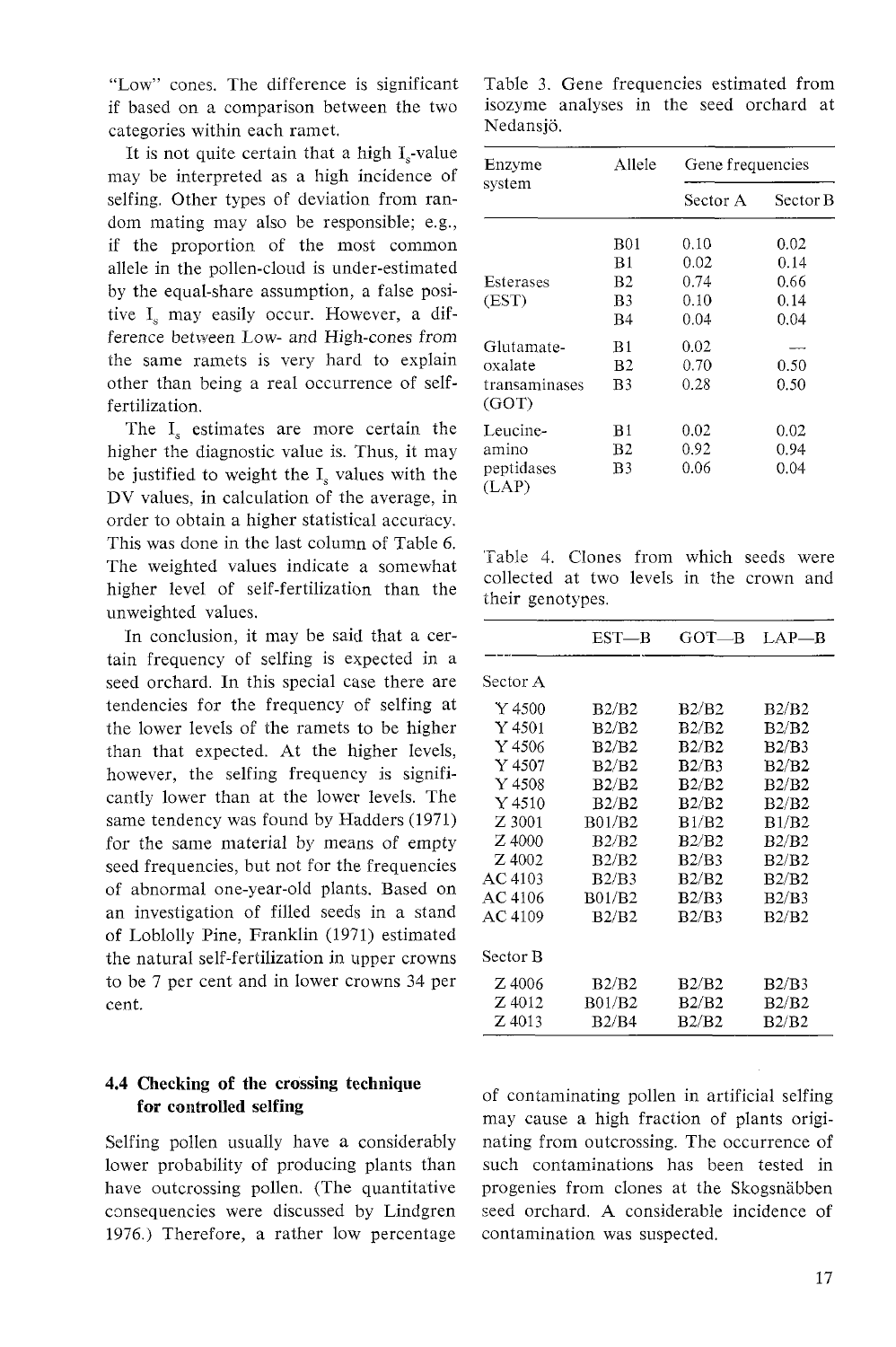"Low" cones. The difference is significant if based on a comparison between the two categories within each ramet.

It is not quite certain that a high $I_s$-value may be interpreted as a high incidence of selfing. Other types of deviation from random mating may also be responsible; e.g., if the proportion of the most common allele in the pollen-cloud is under-estimated by the equal-share assumption, a false positive $I_s$ may easily occur. However, a difference between Low- and High-cones from the same ramets is very hard to explain other than being a real occurrence of self-fertilization.

The $I_s$ estimates are more certain the higher the diagnostic value is. Thus, it may be justified to weight the $I_s$ values with the DV values, in calculation of the average, in order to obtain a higher statistical accuracy. This was done in the last column of Table 6. The weighted values indicate a somewhat higher level of self-fertilization than the unweighted values.

In conclusion, it may be said that a certain frequency of selfing is expected in a seed orchard. In this special case there are tendencies for the frequency of selfing at the lower levels of the ramets to be higher than that expected. At the higher levels, however, the selfing frequency is significantly lower than at the lower levels. The same tendency was found by Hadders (1971) for the same material by means of empty seed frequencies, but not for the frequencies of abnormal one-year-old plants. Based on an investigation of filled seeds in a stand of Loblolly Pine, Franklin (1971) estimated the natural self-fertilization in upper crowns to be 7 per cent and in lower crowns 34 per cent.

Table 3. Gene frequencies estimated from isozyme analyses in the seed orchard at Nedansjö.

| Enzyme system | Allele | Gene frequencies | |
|---|---|---|---|
| | | Sector A | Sector B |
| | B01 | 0.10 | 0.02 |
| | B1 | 0.02 | 0.14 |
| Esterases (EST) | B2 | 0.74 | 0.66 |
| | B3 | 0.10 | 0.14 |
| | B4 | 0.04 | 0.04 |
| Glutamate-oxalate transaminases (GOT) | B1 | 0.02 | — |
| | B2 | 0.70 | 0.50 |
| | B3 | 0.28 | 0.50 |
| Leucine-amino peptidases (LAP) | B1 | 0.02 | 0.02 |
| | B2 | 0.92 | 0.94 |
| | B3 | 0.06 | 0.04 |

Table 4. Clones from which seeds were collected at two levels in the crown and their genotypes.

| | EST—B | GOT—B | LAP—B |
|---|---|---|---|
| Sector A | | | |
| Y 4500 | B2/B2 | B2/B2 | B2/B2 |
| Y 4501 | B2/B2 | B2/B2 | B2/B2 |
| Y 4506 | B2/B2 | B2/B2 | B2/B3 |
| Y 4507 | B2/B2 | B2/B3 | B2/B2 |
| Y 4508 | B2/B2 | B2/B2 | B2/B2 |
| Y 4510 | B2/B2 | B2/B2 | B2/B2 |
| Z 3001 | B01/B2 | B1/B2 | B1/B2 |
| Z 4000 | B2/B2 | B2/B2 | B2/B2 |
| Z 4002 | B2/B2 | B2/B3 | B2/B2 |
| AC 4103 | B2/B3 | B2/B2 | B2/B2 |
| AC 4106 | B01/B2 | B2/B3 | B2/B3 |
| AC 4109 | B2/B2 | B2/B3 | B2/B2 |
| Sector B | | | |
| Z 4006 | B2/B2 | B2/B2 | B2/B3 |
| Z 4012 | B01/B2 | B2/B2 | B2/B2 |
| Z 4013 | B2/B4 | B2/B2 | B2/B2 |

### 4.4 Checking of the crossing technique for controlled selfing

Selfing pollen usually have a considerably lower probability of producing plants than have outcrossing pollen. (The quantitative consequences were discussed by Lindgren 1976.) Therefore, a rather low percentage of contaminating pollen in artificial selfing may cause a high fraction of plants originating from outcrossing. The occurrence of such contaminations has been tested in progenies from clones at the Skogsnäbben seed orchard. A considerable incidence of contamination was suspected.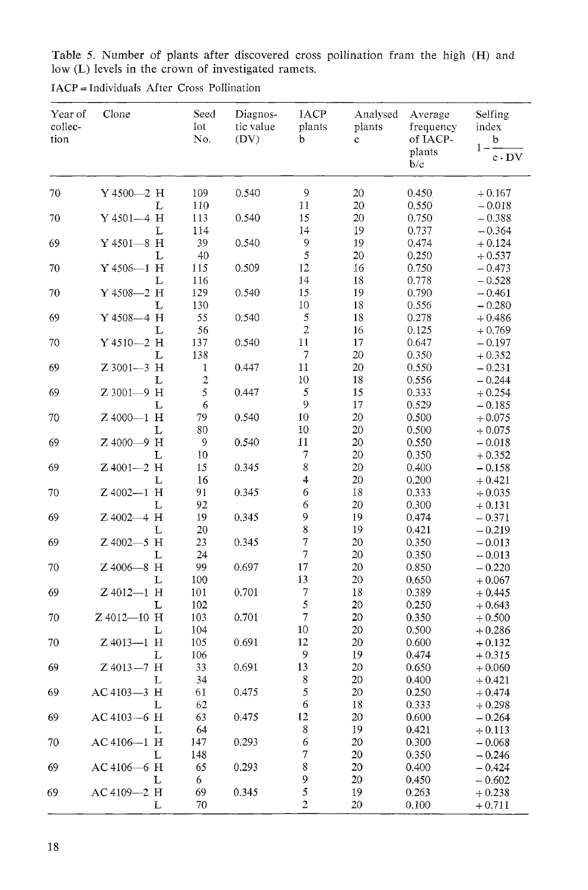Table 5. Number of plants after discovered cross pollination fram the high (H) and low (L) levels in the crown of investigated ramets.

IACP = Individuals After Cross Pollination

| Year of collection | Clone | | Seed lot No. | Diagnostic value (DV) | IACP plants b | Analysed plants c | Average frequency of IACP-plants b/c | Selfing index $1-\frac{b}{c \cdot DV}$ |
|---|---|---|---|---|---|---|---|---|
| 70 | Y 4500—2 | H | 109 | 0.540 | 9 | 20 | 0.450 | +0.167 |
| | | L | 110 | | 11 | 20 | 0.550 | −0.018 |
| 70 | Y 4501—4 | H | 113 | 0.540 | 15 | 20 | 0.750 | −0.388 |
| | | L | 114 | | 14 | 19 | 0.737 | −0.364 |
| 69 | Y 4501—8 | H | 39 | 0.540 | 9 | 19 | 0.474 | +0.124 |
| | | L | 40 | | 5 | 20 | 0.250 | +0.537 |
| 70 | Y 4506—1 | H | 115 | 0.509 | 12 | 16 | 0.750 | −0.473 |
| | | L | 116 | | 14 | 18 | 0.778 | −0.528 |
| 70 | Y 4508—2 | H | 129 | 0.540 | 15 | 19 | 0.790 | −0.461 |
| | | L | 130 | | 10 | 18 | 0.556 | −0.280 |
| 69 | Y 4508—4 | H | 55 | 0.540 | 5 | 18 | 0.278 | +0.486 |
| | | L | 56 | | 2 | 16 | 0.125 | +0.769 |
| 70 | Y 4510—2 | H | 137 | 0.540 | 11 | 17 | 0.647 | −0.197 |
| | | L | 138 | | 7 | 20 | 0.350 | +0.352 |
| 69 | Z 3001—3 | H | 1 | 0.447 | 11 | 20 | 0.550 | −0.231 |
| | | L | 2 | | 10 | 18 | 0.556 | −0.244 |
| 69 | Z 3001—9 | H | 5 | 0.447 | 5 | 15 | 0.333 | +0.254 |
| | | L | 6 | | 9 | 17 | 0.529 | −0.185 |
| 70 | Z 4000—1 | H | 79 | 0.540 | 10 | 20 | 0.500 | +0.075 |
| | | L | 80 | | 10 | 20 | 0.500 | +0.075 |
| 69 | Z 4000—9 | H | 9 | 0.540 | 11 | 20 | 0.550 | −0.018 |
| | | L | 10 | | 7 | 20 | 0.350 | +0.352 |
| 69 | Z 4001—2 | H | 15 | 0.345 | 8 | 20 | 0.400 | −0.158 |
| | | L | 16 | | 4 | 20 | 0.200 | +0.421 |
| 70 | Z 4002—1 | H | 91 | 0.345 | 6 | 18 | 0.333 | +0.035 |
| | | L | 92 | | 6 | 20 | 0.300 | +0.131 |
| 69 | Z 4002—4 | H | 19 | 0.345 | 9 | 19 | 0.474 | −0.371 |
| | | L | 20 | | 8 | 19 | 0.421 | −0.219 |
| 69 | Z 4002—5 | H | 23 | 0.345 | 7 | 20 | 0.350 | −0.013 |
| | | L | 24 | | 7 | 20 | 0.350 | −0.013 |
| 70 | Z 4006—8 | H | 99 | 0.697 | 17 | 20 | 0.850 | −0.220 |
| | | L | 100 | | 13 | 20 | 0.650 | +0.067 |
| 69 | Z 4012—1 | H | 101 | 0.701 | 7 | 18 | 0.389 | +0.445 |
| | | L | 102 | | 5 | 20 | 0.250 | +0.643 |
| 70 | Z 4012—10 | H | 103 | 0.701 | 7 | 20 | 0.350 | +0.500 |
| | | L | 104 | | 10 | 20 | 0.500 | +0.286 |
| 70 | Z 4013—1 | H | 105 | 0.691 | 12 | 20 | 0.600 | +0.132 |
| | | L | 106 | | 9 | 19 | 0.474 | +0.315 |
| 69 | Z 4013—7 | H | 33 | 0.691 | 13 | 20 | 0.650 | +0.060 |
| | | L | 34 | | 8 | 20 | 0.400 | +0.421 |
| 69 | AC 4103—3 | H | 61 | 0.475 | 5 | 20 | 0.250 | +0.474 |
| | | L | 62 | | 6 | 18 | 0.333 | +0.298 |
| 69 | AC 4103—6 | H | 63 | 0.475 | 12 | 20 | 0.600 | −0.264 |
| | | L | 64 | | 8 | 19 | 0.421 | +0.113 |
| 70 | AC 4106—1 | H | 147 | 0.293 | 6 | 20 | 0.300 | −0.068 |
| | | L | 148 | | 7 | 20 | 0.350 | −0.246 |
| 69 | AC 4106—6 | H | 65 | 0.293 | 8 | 20 | 0.400 | −0.424 |
| | | L | 6 | | 9 | 20 | 0.450 | −0.602 |
| 69 | AC 4109—2 | H | 69 | 0.345 | 5 | 19 | 0.263 | +0.238 |
| | | L | 70 | | 2 | 20 | 0.100 | +0.711 |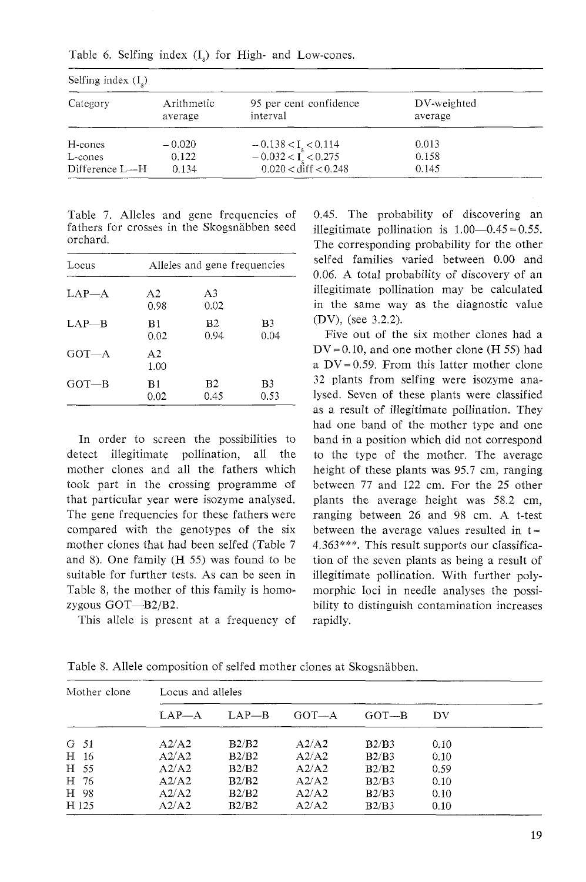Table 6. Selfing index ($I_s$) for High- and Low-cones.

| Selfing index ($I_s$) | | | |
|---|---|---|---|
| Category | Arithmetic average | 95 per cent confidence interval | DV-weighted average |
| H-cones | −0.020 | $-0.138 < I_s < 0.114$ | 0.013 |
| L-cones | 0.122 | $-0.032 < I_s < 0.275$ | 0.158 |
| Difference L—H | 0.134 | $0.020 < \text{diff} < 0.248$ | 0.145 |

Table 7. Alleles and gene frequencies of fathers for crosses in the Skogsnäbben seed orchard.

| Locus | Alleles and gene frequencies | | |
|---|---|---|---|
| LAP—A | A2<br>0.98 | A3<br>0.02 | |
| LAP—B | B1<br>0.02 | B2<br>0.94 | B3<br>0.04 |
| GOT—A | A2<br>1.00 | | |
| GOT—B | B1<br>0.02 | B2<br>0.45 | B3<br>0.53 |

In order to screen the possibilities to detect illegitimate pollination, all the mother clones and all the fathers which took part in the crossing programme of that particular year were isozyme analysed. The gene frequencies for these fathers were compared with the genotypes of the six mother clones that had been selfed (Table 7 and 8). One family (H 55) was found to be suitable for further tests. As can be seen in Table 8, the mother of this family is homozygous GOT—B2/B2.

This allele is present at a frequency of 0.45. The probability of discovering an illegitimate pollination is 1.00—0.45 = 0.55. The corresponding probability for the other selfed families varied between 0.00 and 0.06. A total probability of discovery of an illegitimate pollination may be calculated in the same way as the diagnostic value (DV), (see 3.2.2).

Five out of the six mother clones had a DV = 0.10, and one mother clone (H 55) had a DV = 0.59. From this latter mother clone 32 plants from selfing were isozyme analysed. Seven of these plants were classified as a result of illegitimate pollination. They had one band of the mother type and one band in a position which did not correspond to the type of the mother. The average height of these plants was 95.7 cm, ranging between 77 and 122 cm. For the 25 other plants the average height was 58.2 cm, ranging between 26 and 98 cm. A t-test between the average values resulted in t = 4.363***. This result supports our classification of the seven plants as being a result of illegitimate pollination. With further polymorphic loci in needle analyses the possibility to distinguish contamination increases rapidly.

Table 8. Allele composition of selfed mother clones at Skogsnäbben.

| Mother clone | Locus and alleles | | | | |
|---|---|---|---|---|---|
| | LAP—A | LAP—B | GOT—A | GOT—B | DV |
| G 51 | A2/A2 | B2/B2 | A2/A2 | B2/B3 | 0.10 |
| H 16 | A2/A2 | B2/B2 | A2/A2 | B2/B3 | 0.10 |
| H 55 | A2/A2 | B2/B2 | A2/A2 | B2/B2 | 0.59 |
| H 76 | A2/A2 | B2/B2 | A2/A2 | B2/B3 | 0.10 |
| H 98 | A2/A2 | B2/B2 | A2/A2 | B2/B3 | 0.10 |
| H 125 | A2/A2 | B2/B2 | A2/A2 | B2/B3 | 0.10 |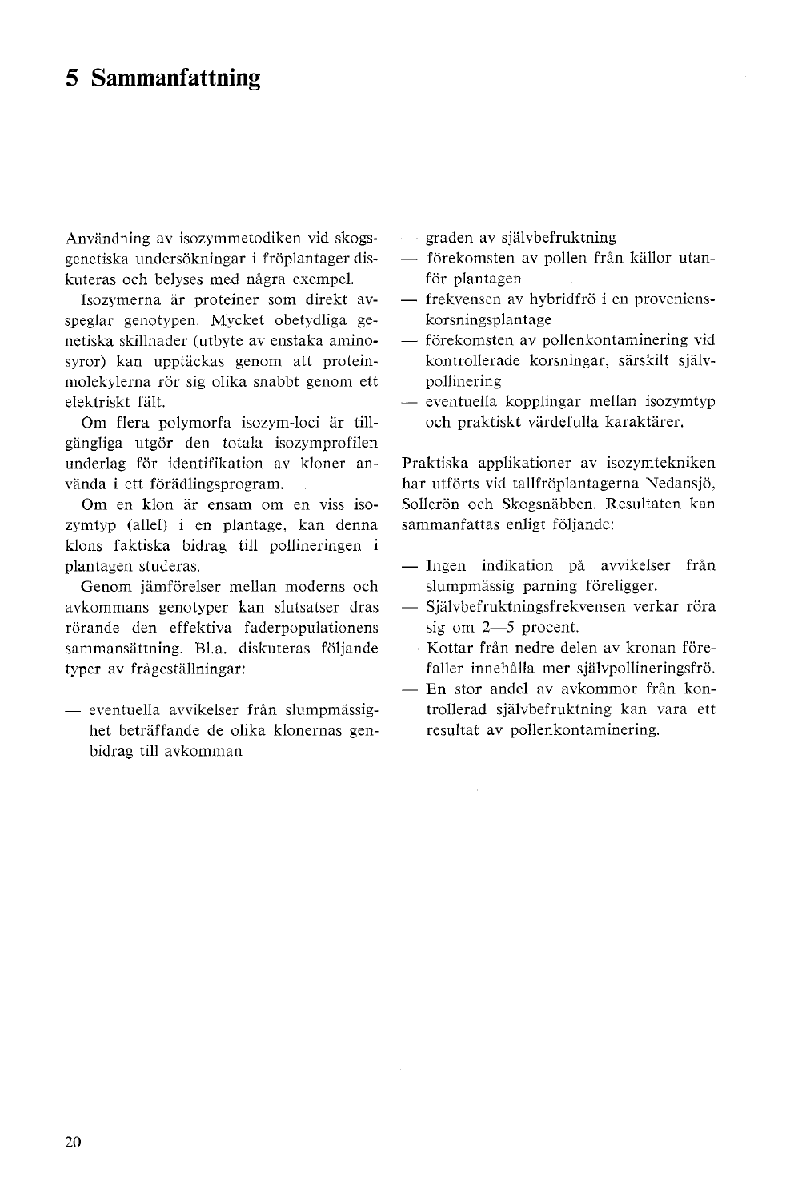# 5 Sammanfattning

Användning av isozymmetodiken vid skogsgenetiska undersökningar i fröplantager diskuteras och belyses med några exempel.

Isozymerna är proteiner som direkt avspeglar genotypen. Mycket obetydliga genetiska skillnader (utbyte av enstaka aminosyror) kan upptäckas genom att proteinmolekylerna rör sig olika snabbt genom ett elektriskt fält.

Om flera polymorfa isozym-loci är tillgängliga utgör den totala isozymprofilen underlag för identifikation av kloner använda i ett förädlingsprogram.

Om en klon är ensam om en viss isozymtyp (allel) i en plantage, kan denna klons faktiska bidrag till pollineringen i plantagen studeras.

Genom jämförelser mellan moderns och avkommans genotyper kan slutsatser dras rörande den effektiva faderpopulationens sammansättning. Bl.a. diskuteras följande typer av frågeställningar:

- eventuella avvikelser från slumpmässighet beträffande de olika klonernas genbidrag till avkomman
- graden av självbefruktning
- förekomsten av pollen från källor utanför plantagen
- frekvensen av hybridfrö i en proveniens-korsningsplantage
- förekomsten av pollenkontaminering vid kontrollerade korsningar, särskilt självpollinering
- eventuella kopplingar mellan isozymtyp och praktiskt värdefulla karaktärer.

Praktiska applikationer av isozymtekniken har utförts vid tallfröplantagerna Nedansjö, Sollerön och Skogsnäbben. Resultaten kan sammanfattas enligt följande:

- Ingen indikation på avvikelser från slumpmässig parning föreligger.
- Självbefruktningsfrekvensen verkar röra sig om 2—5 procent.
- Kottar från nedre delen av kronan förefaller innehålla mer självpollineringsfrö.
- En stor andel av avkommor från kontrollerad självbefruktning kan vara ett resultat av pollenkontaminering.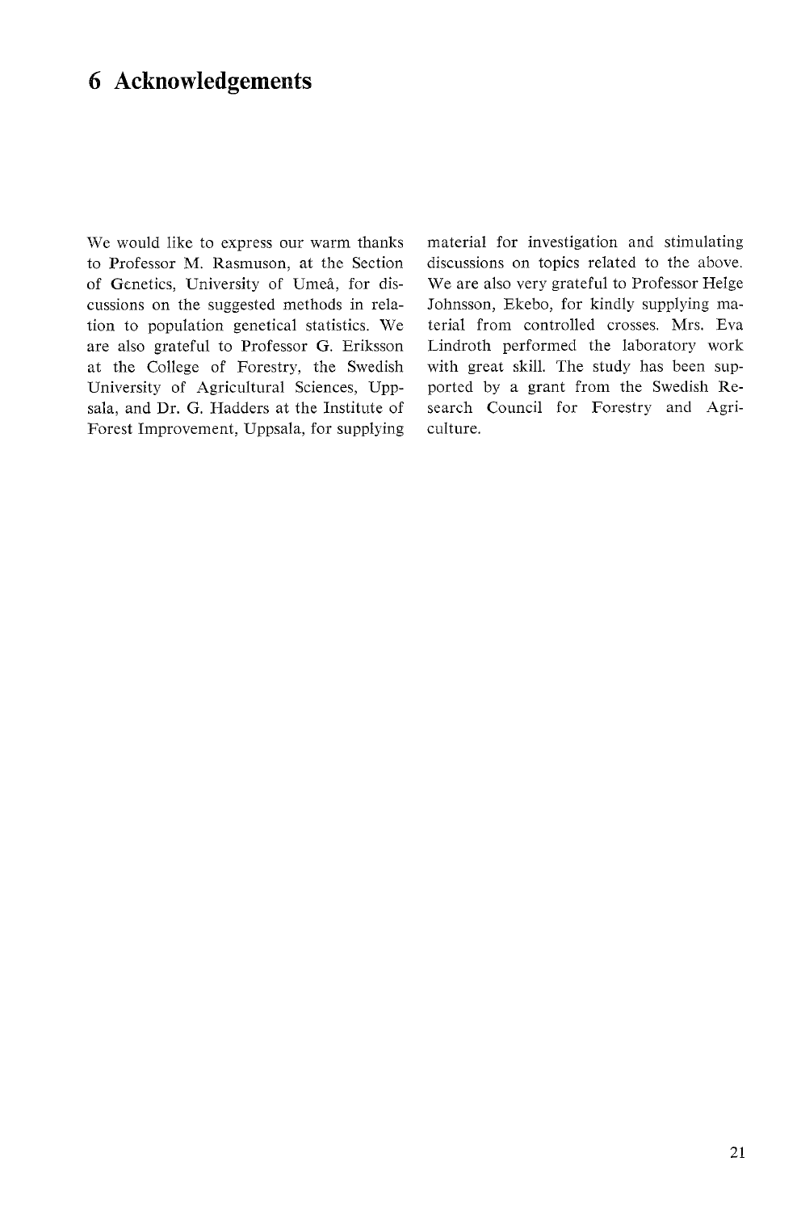# 6 Acknowledgements

We would like to express our warm thanks to Professor M. Rasmuson, at the Section of Genetics, University of Umeå, for discussions on the suggested methods in relation to population genetical statistics. We are also grateful to Professor G. Eriksson at the College of Forestry, the Swedish University of Agricultural Sciences, Uppsala, and Dr. G. Hadders at the Institute of Forest Improvement, Uppsala, for supplying material for investigation and stimulating discussions on topics related to the above. We are also very grateful to Professor Helge Johnsson, Ekebo, for kindly supplying material from controlled crosses. Mrs. Eva Lindroth performed the laboratory work with great skill. The study has been supported by a grant from the Swedish Research Council for Forestry and Agriculture.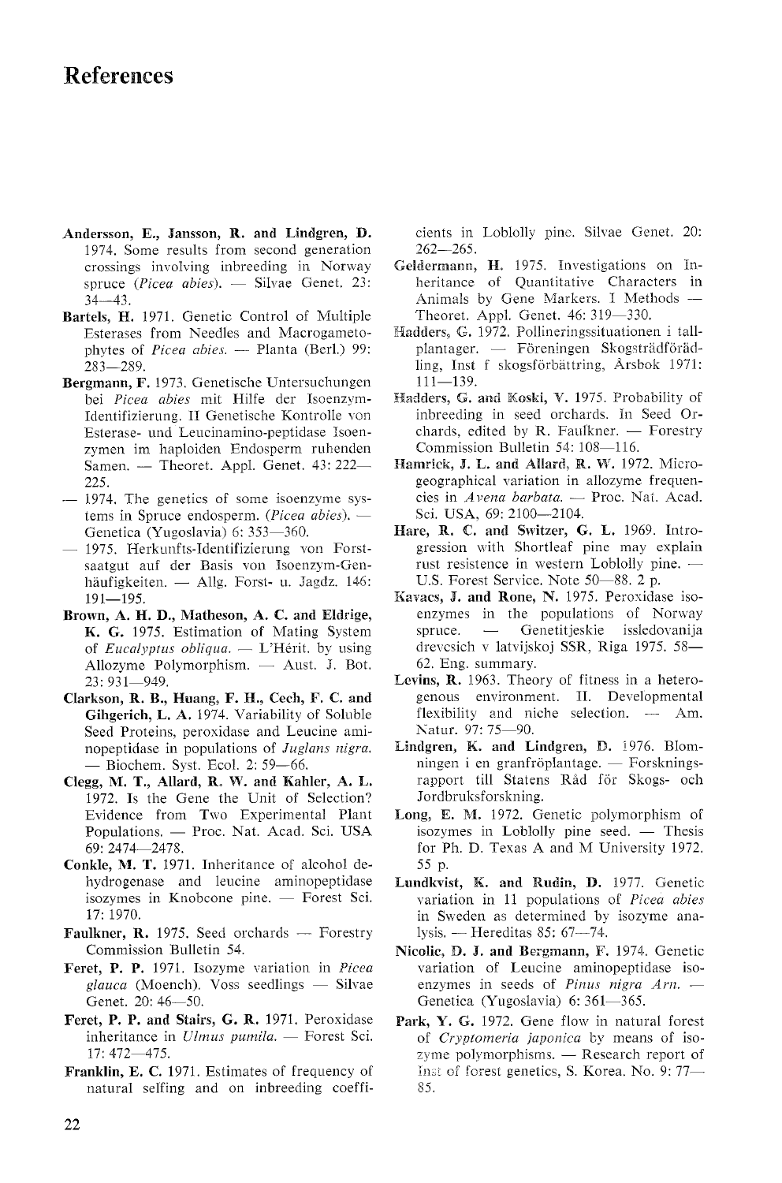# References

**Andersson, E., Jansson, R. and Lindgren, D.** 1974. Some results from second generation crossings involving inbreeding in Norway spruce (*Picea abies*). — Silvae Genet. 23: 34—43.

**Bartels, H.** 1971. Genetic Control of Multiple Esterases from Needles and Macrogametophytes of *Picea abies*. — Planta (Berl.) 99: 283—289.

**Bergmann, F.** 1973. Genetische Untersuchungen bei *Picea abies* mit Hilfe der Isoenzym-Identifizierung. II Genetische Kontrolle von Esterase- und Leucinamino-peptidase Isoenzymen im haploiden Endosperm ruhenden Samen. — Theoret. Appl. Genet. 43: 222—225.

— 1974. The genetics of some isoenzyme systems in Spruce endosperm. (*Picea abies*). — Genetica (Yugoslavia) 6: 353—360.

— 1975. Herkunfts-Identifizierung von Forstsaatgut auf der Basis von Isoenzym-Genhäufigkeiten. — Allg. Forst- u. Jagdz. 146: 191—195.

**Brown, A. H. D., Matheson, A. C. and Eldrige, K. G.** 1975. Estimation of Mating System of *Eucalyptus obliqua*. L'Hérit. by using Allozyme Polymorphism. — Aust. J. Bot. 23: 931—949.

**Clarkson, R. B., Huang, F. H., Cech, F. C. and Gihgerich, L. A.** 1974. Variability of Soluble Seed Proteins, peroxidase and Leucine aminopeptidase in populations of *Juglans nigra*. — Biochem. Syst. Ecol. 2: 59—66.

**Clegg, M. T., Allard, R. W. and Kahler, A. L.** 1972. Is the Gene the Unit of Selection? Evidence from Two Experimental Plant Populations. — Proc. Nat. Acad. Sci. USA 69: 2474—2478.

**Conkle, M. T.** 1971. Inheritance of alcohol dehydrogenase and leucine aminopeptidase isozymes in Knobcone pine. — Forest Sci. 17: 1970.

**Faulkner, R.** 1975. Seed orchards — Forestry Commission Bulletin 54.

**Feret, P. P.** 1971. Isozyme variation in *Picea glauca* (Moench). Voss seedlings — Silvae Genet. 20: 46—50.

**Feret, P. P. and Stairs, G. R.** 1971. Peroxidase inheritance in *Ulmus pumila*. — Forest Sci. 17: 472—475.

**Franklin, E. C.** 1971. Estimates of frequency of natural selfing and on inbreeding coefficients in Loblolly pine. Silvae Genet. 20: 262—265.

**Geldermann, H.** 1975. Investigations on Inheritance of Quantitative Characters in Animals by Gene Markers. I Methods — Theoret. Appl. Genet. 46: 319—330.

**Hadders, G.** 1972. Pollineringssituationen i tallplantager. — Föreningen Skogsträdförädling, Inst f skogsförbättring, Årsbok 1971: 111—139.

**Hadders, G. and Koski, V.** 1975. Probability of inbreeding in seed orchards. In Seed Orchards, edited by R. Faulkner. — Forestry Commission Bulletin 54: 108—116.

**Hamrick, J. L. and Allard, R. W.** 1972. Microgeographical variation in allozyme frequencies in *Avena barbata*. — Proc. Nat. Acad. Sci. USA, 69: 2100—2104.

**Hare, R. C. and Switzer, G. L.** 1969. Introgression with Shortleaf pine may explain rust resistence in western Loblolly pine. — U.S. Forest Service. Note 50—88. 2 p.

**Kavacs, J. and Rone, N.** 1975. Peroxidase isoenzymes in the populations of Norway spruce. — Genetitjeskie issledovanija drevcsich v latvijskoj SSR, Riga 1975. 58—62. Eng. summary.

**Levins, R.** 1963. Theory of fitness in a heterogenous environment. II. Developmental flexibility and niche selection. — Am. Natur. 97: 75—90.

**Lindgren, K. and Lindgren, D.** 1976. Blomningen i en granfröplantage. — Forskningsrapport till Statens Råd för Skogs- och Jordbruksforskning.

**Long, E. M.** 1972. Genetic polymorphism of isozymes in Loblolly pine seed. — Thesis for Ph. D. Texas A and M University 1972. 55 p.

**Lundkvist, K. and Rudin, D.** 1977. Genetic variation in 11 populations of *Picea abies* in Sweden as determined by isozyme analysis. — Hereditas 85: 67—74.

**Nicolic, D. J. and Bergmann, F.** 1974. Genetic variation of Leucine aminopeptidase isoenzymes in seeds of *Pinus nigra Arn.* — Genetica (Yugoslavia) 6: 361—365.

**Park, Y. G.** 1972. Gene flow in natural forest of *Cryptomeria japonica* by means of isozyme polymorphisms. — Research report of Inst of forest genetics, S. Korea. No. 9: 77—85.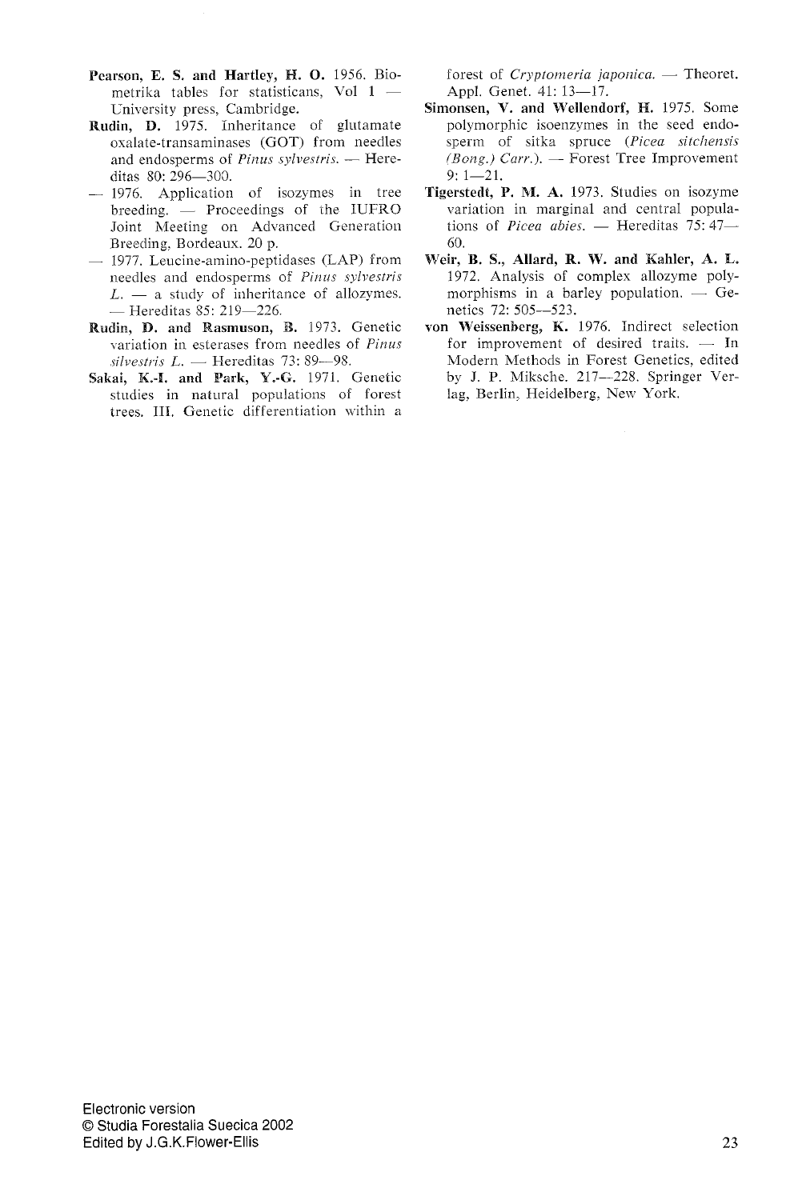**Pearson, E. S. and Hartley, H. O.** 1956. Biometrika tables for statisticans, Vol 1 — University press, Cambridge.

**Rudin, D.** 1975. Inheritance of glutamate oxalate-transaminases (GOT) from needles and endosperms of *Pinus sylvestris*. — Hereditas 80: 296—300.

— 1976. Application of isozymes in tree breeding. — Proceedings of the IUFRO Joint Meeting on Advanced Generation Breeding, Bordeaux. 20 p.

— 1977. Leucine-amino-peptidases (LAP) from needles and endosperms of *Pinus sylvestris L.* — a study of inheritance of allozymes. — Hereditas 85: 219—226.

**Rudin, D. and Rasmuson, B.** 1973. Genetic variation in esterases from needles of *Pinus silvestris L.* — Hereditas 73: 89—98.

**Sakai, K.-I. and Park, Y.-G.** 1971. Genetic studies in natural populations of forest trees. III. Genetic differentiation within a forest of *Cryptomeria japonica*. — Theoret. Appl. Genet. 41: 13—17.

**Simonsen, V. and Wellendorf, H.** 1975. Some polymorphic isoenzymes in the seed endosperm of sitka spruce (*Picea sitchensis (Bong.) Carr.*). — Forest Tree Improvement 9: 1—21.

**Tigerstedt, P. M. A.** 1973. Studies on isozyme variation in marginal and central populations of *Picea abies*. — Hereditas 75: 47—60.

**Weir, B. S., Allard, R. W. and Kahler, A. L.** 1972. Analysis of complex allozyme polymorphisms in a barley population. — Genetics 72: 505—523.

**von Weissenberg, K.** 1976. Indirect selection for improvement of desired traits. — In Modern Methods in Forest Genetics, edited by J. P. Miksche. 217—228. Springer Verlag, Berlin, Heidelberg, New York.

Electronic version
© Studia Forestalia Suecica 2002
Edited by J.G.K.Flower-Ellis